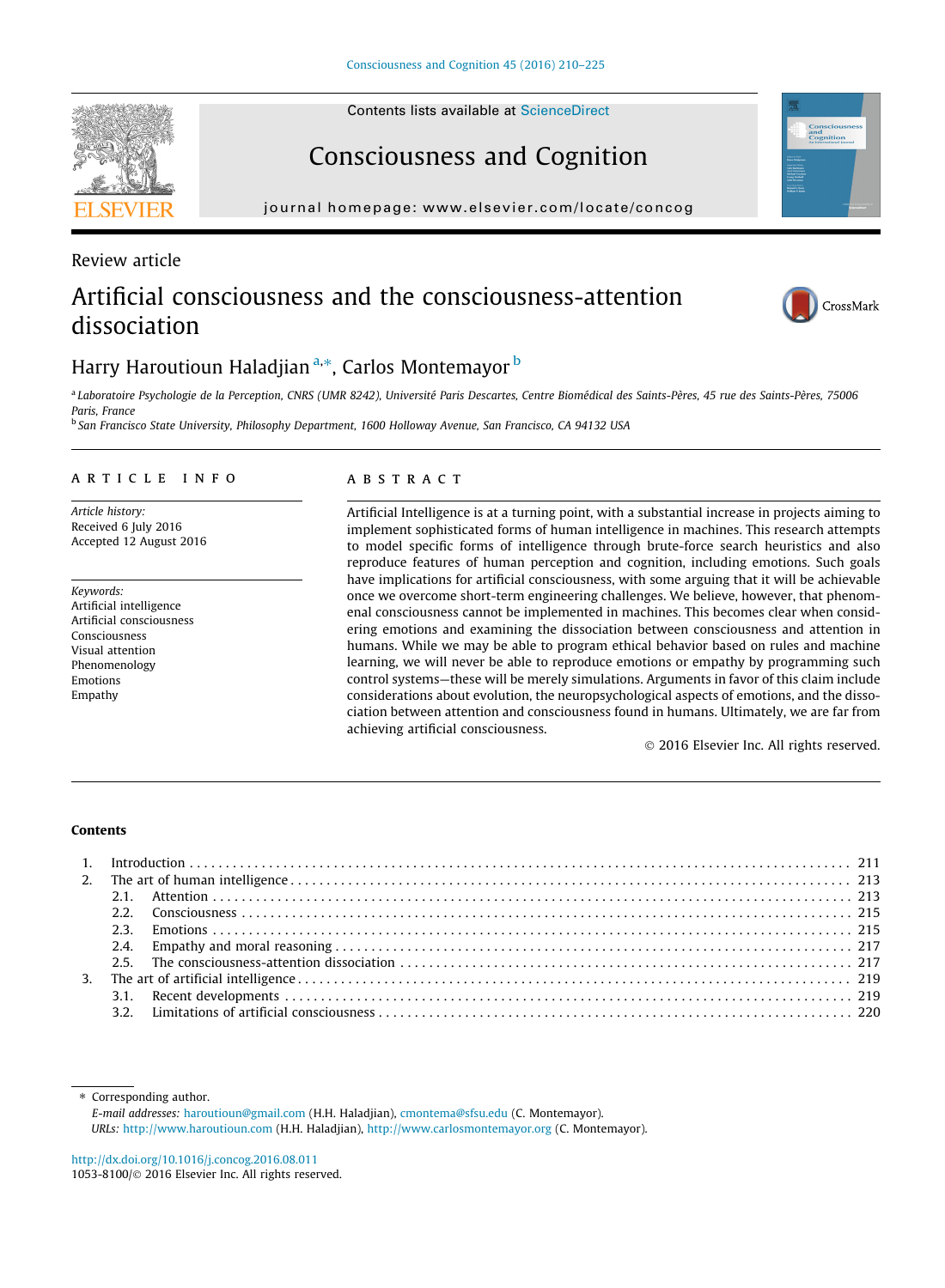Contents lists available at ScienceDirect

# Consciousness and Cognition

journal homepage: www.elsevier.com/locate/concog

Review article

# Artificial consciousness and the consciousness-attention dissociation

Harry Haroutioun Haladjian [a,*], Carlos Montemayor [b]

[a] Laboratoire Psychologie de la Perception, CNRS (UMR 8242), Université Paris Descartes, Centre Biomédical des Saints-Pères, 45 rue des Saints-Pères, 75006 Paris, France

[b] San Francisco State University, Philosophy Department, 1600 Holloway Avenue, San Francisco, CA 94132 USA

## ARTICLE INFO

*Article history:*
Received 6 July 2016
Accepted 12 August 2016

*Keywords:*
Artificial intelligence
Artificial consciousness
Consciousness
Visual attention
Phenomenology
Emotions
Empathy

## ABSTRACT

Artificial Intelligence is at a turning point, with a substantial increase in projects aiming to implement sophisticated forms of human intelligence in machines. This research attempts to model specific forms of intelligence through brute-force search heuristics and also reproduce features of human perception and cognition, including emotions. Such goals have implications for artificial consciousness, with some arguing that it will be achievable once we overcome short-term engineering challenges. We believe, however, that phenomenal consciousness cannot be implemented in machines. This becomes clear when considering emotions and examining the dissociation between consciousness and attention in humans. While we may be able to program ethical behavior based on rules and machine learning, we will never be able to reproduce emotions or empathy by programming such control systems—these will be merely simulations. Arguments in favor of this claim include considerations about evolution, the neuropsychological aspects of emotions, and the dissociation between attention and consciousness found in humans. Ultimately, we are far from achieving artificial consciousness.

© 2016 Elsevier Inc. All rights reserved.

## Contents

1. Introduction . . . . . 211
2. The art of human intelligence . . . . . 213
   - 2.1. Attention . . . . . 213
   - 2.2. Consciousness . . . . . 215
   - 2.3. Emotions . . . . . 215
   - 2.4. Empathy and moral reasoning . . . . . 217
   - 2.5. The consciousness-attention dissociation . . . . . 217
3. The art of artificial intelligence . . . . . 219
   - 3.1. Recent developments . . . . . 219
   - 3.2. Limitations of artificial consciousness . . . . . 220

\* Corresponding author.
*E-mail addresses:* haroutioun@gmail.com (H.H. Haladjian), cmontema@sfsu.edu (C. Montemayor).
*URLs:* http://www.haroutioun.com (H.H. Haladjian), http://www.carlosmontemayor.org (C. Montemayor).

http://dx.doi.org/10.1016/j.concog.2016.08.011
1053-8100/© 2016 Elsevier Inc. All rights reserved.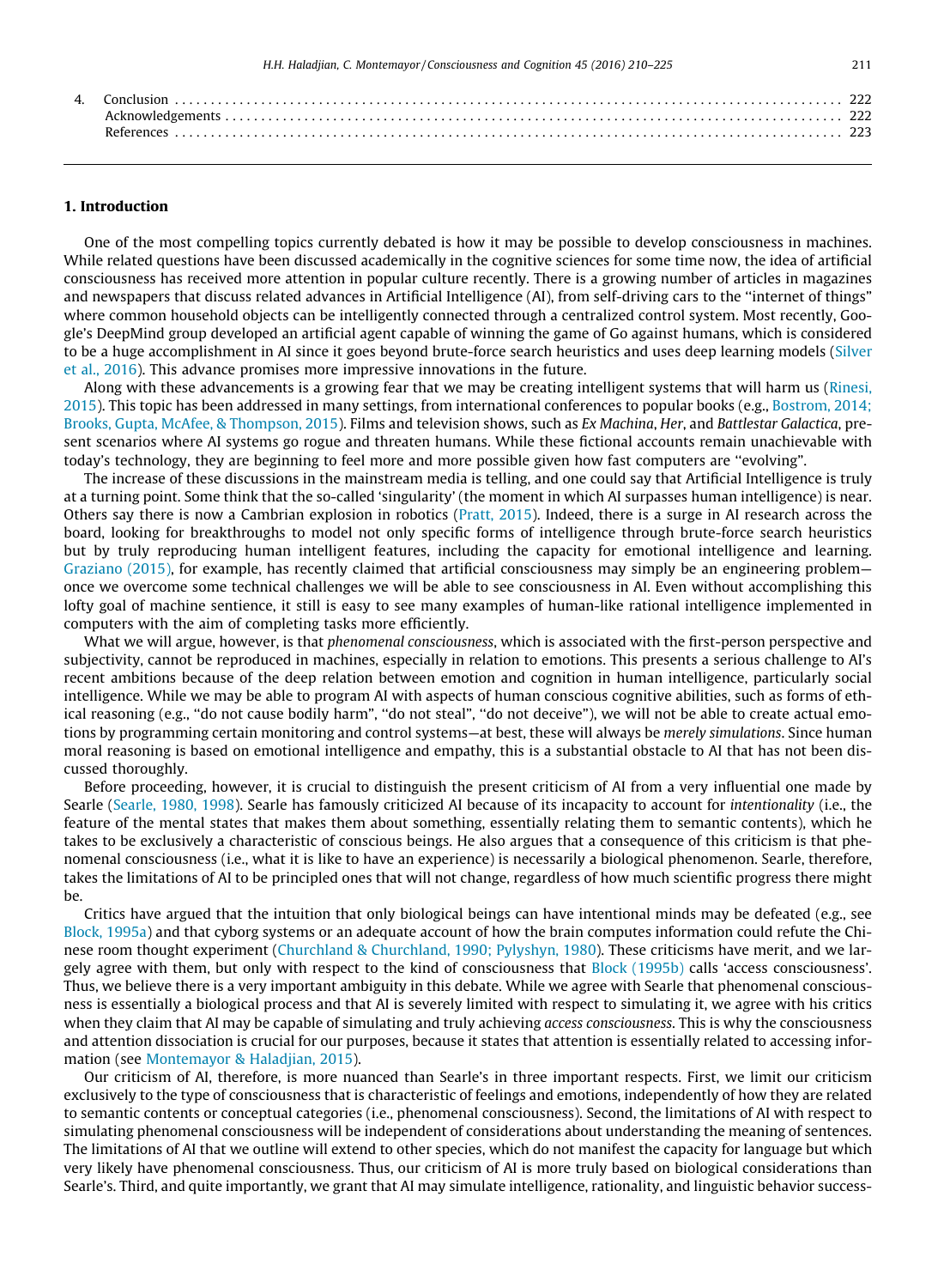| 4. | Conclusion | 222 |
|---|---|---|
| | Acknowledgements | 222 |
| | References | 223 |

## 1. Introduction

One of the most compelling topics currently debated is how it may be possible to develop consciousness in machines. While related questions have been discussed academically in the cognitive sciences for some time now, the idea of artificial consciousness has received more attention in popular culture recently. There is a growing number of articles in magazines and newspapers that discuss related advances in Artificial Intelligence (AI), from self-driving cars to the "internet of things" where common household objects can be intelligently connected through a centralized control system. Most recently, Google's DeepMind group developed an artificial agent capable of winning the game of Go against humans, which is considered to be a huge accomplishment in AI since it goes beyond brute-force search heuristics and uses deep learning models (Silver et al., 2016). This advance promises more impressive innovations in the future.

Along with these advancements is a growing fear that we may be creating intelligent systems that will harm us (Rinesi, 2015). This topic has been addressed in many settings, from international conferences to popular books (e.g., Bostrom, 2014; Brooks, Gupta, McAfee, & Thompson, 2015). Films and television shows, such as *Ex Machina*, *Her*, and *Battlestar Galactica*, present scenarios where AI systems go rogue and threaten humans. While these fictional accounts remain unachievable with today's technology, they are beginning to feel more and more possible given how fast computers are "evolving".

The increase of these discussions in the mainstream media is telling, and one could say that Artificial Intelligence is truly at a turning point. Some think that the so-called 'singularity' (the moment in which AI surpasses human intelligence) is near. Others say there is now a Cambrian explosion in robotics (Pratt, 2015). Indeed, there is a surge in AI research across the board, looking for breakthroughs to model not only specific forms of intelligence through brute-force search heuristics but by truly reproducing human intelligent features, including the capacity for emotional intelligence and learning. Graziano (2015), for example, has recently claimed that artificial consciousness may simply be an engineering problem—once we overcome some technical challenges we will be able to see consciousness in AI. Even without accomplishing this lofty goal of machine sentience, it still is easy to see many examples of human-like rational intelligence implemented in computers with the aim of completing tasks more efficiently.

What we will argue, however, is that *phenomenal consciousness*, which is associated with the first-person perspective and subjectivity, cannot be reproduced in machines, especially in relation to emotions. This presents a serious challenge to AI's recent ambitions because of the deep relation between emotion and cognition in human intelligence, particularly social intelligence. While we may be able to program AI with aspects of human conscious cognitive abilities, such as forms of ethical reasoning (e.g., "do not cause bodily harm", "do not steal", "do not deceive"), we will not be able to create actual emotions by programming certain monitoring and control systems—at best, these will always be *merely simulations*. Since human moral reasoning is based on emotional intelligence and empathy, this is a substantial obstacle to AI that has not been discussed thoroughly.

Before proceeding, however, it is crucial to distinguish the present criticism of AI from a very influential one made by Searle (Searle, 1980, 1998). Searle has famously criticized AI because of its incapacity to account for *intentionality* (i.e., the feature of the mental states that makes them about something, essentially relating them to semantic contents), which he takes to be exclusively a characteristic of conscious beings. He also argues that a consequence of this criticism is that phenomenal consciousness (i.e., what it is like to have an experience) is necessarily a biological phenomenon. Searle, therefore, takes the limitations of AI to be principled ones that will not change, regardless of how much scientific progress there might be.

Critics have argued that the intuition that only biological beings can have intentional minds may be defeated (e.g., see Block, 1995a) and that cyborg systems or an adequate account of how the brain computes information could refute the Chinese room thought experiment (Churchland & Churchland, 1990; Pylyshyn, 1980). These criticisms have merit, and we largely agree with them, but only with respect to the kind of consciousness that Block (1995b) calls 'access consciousness'. Thus, we believe there is a very important ambiguity in this debate. While we agree with Searle that phenomenal consciousness is essentially a biological process and that AI is severely limited with respect to simulating it, we agree with his critics when they claim that AI may be capable of simulating and truly achieving *access consciousness*. This is why the consciousness and attention dissociation is crucial for our purposes, because it states that attention is essentially related to accessing information (see Montemayor & Haladjian, 2015).

Our criticism of AI, therefore, is more nuanced than Searle's in three important respects. First, we limit our criticism exclusively to the type of consciousness that is characteristic of feelings and emotions, independently of how they are related to semantic contents or conceptual categories (i.e., phenomenal consciousness). Second, the limitations of AI with respect to simulating phenomenal consciousness will be independent of considerations about understanding the meaning of sentences. The limitations of AI that we outline will extend to other species, which do not manifest the capacity for language but which very likely have phenomenal consciousness. Thus, our criticism of AI is more truly based on biological considerations than Searle's. Third, and quite importantly, we grant that AI may simulate intelligence, rationality, and linguistic behavior success-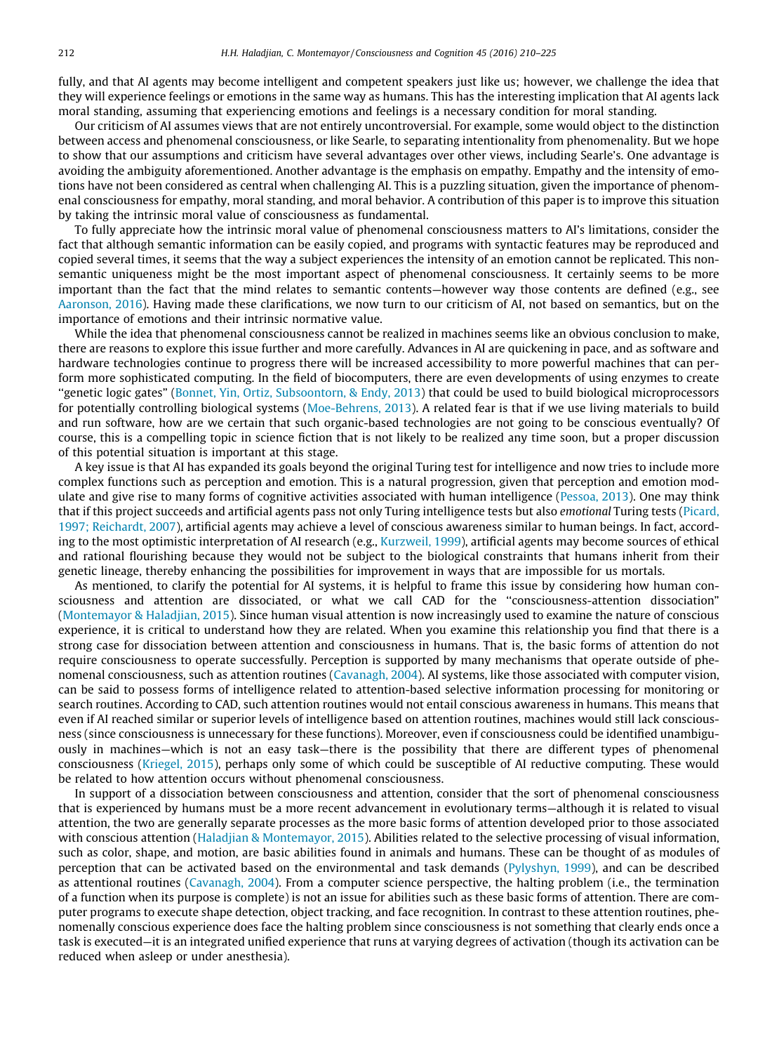fully, and that AI agents may become intelligent and competent speakers just like us; however, we challenge the idea that they will experience feelings or emotions in the same way as humans. This has the interesting implication that AI agents lack moral standing, assuming that experiencing emotions and feelings is a necessary condition for moral standing.

Our criticism of AI assumes views that are not entirely uncontroversial. For example, some would object to the distinction between access and phenomenal consciousness, or like Searle, to separating intentionality from phenomenality. But we hope to show that our assumptions and criticism have several advantages over other views, including Searle's. One advantage is avoiding the ambiguity aforementioned. Another advantage is the emphasis on empathy. Empathy and the intensity of emotions have not been considered as central when challenging AI. This is a puzzling situation, given the importance of phenomenal consciousness for empathy, moral standing, and moral behavior. A contribution of this paper is to improve this situation by taking the intrinsic moral value of consciousness as fundamental.

To fully appreciate how the intrinsic moral value of phenomenal consciousness matters to AI's limitations, consider the fact that although semantic information can be easily copied, and programs with syntactic features may be reproduced and copied several times, it seems that the way a subject experiences the intensity of an emotion cannot be replicated. This non-semantic uniqueness might be the most important aspect of phenomenal consciousness. It certainly seems to be more important than the fact that the mind relates to semantic contents—however way those contents are defined (e.g., see Aaronson, 2016). Having made these clarifications, we now turn to our criticism of AI, not based on semantics, but on the importance of emotions and their intrinsic normative value.

While the idea that phenomenal consciousness cannot be realized in machines seems like an obvious conclusion to make, there are reasons to explore this issue further and more carefully. Advances in AI are quickening in pace, and as software and hardware technologies continue to progress there will be increased accessibility to more powerful machines that can perform more sophisticated computing. In the field of biocomputers, there are even developments of using enzymes to create "genetic logic gates" (Bonnet, Yin, Ortiz, Subsoontorn, & Endy, 2013) that could be used to build biological microprocessors for potentially controlling biological systems (Moe-Behrens, 2013). A related fear is that if we use living materials to build and run software, how are we certain that such organic-based technologies are not going to be conscious eventually? Of course, this is a compelling topic in science fiction that is not likely to be realized any time soon, but a proper discussion of this potential situation is important at this stage.

A key issue is that AI has expanded its goals beyond the original Turing test for intelligence and now tries to include more complex functions such as perception and emotion. This is a natural progression, given that perception and emotion modulate and give rise to many forms of cognitive activities associated with human intelligence (Pessoa, 2013). One may think that if this project succeeds and artificial agents pass not only Turing intelligence tests but also *emotional* Turing tests (Picard, 1997; Reichardt, 2007), artificial agents may achieve a level of conscious awareness similar to human beings. In fact, according to the most optimistic interpretation of AI research (e.g., Kurzweil, 1999), artificial agents may become sources of ethical and rational flourishing because they would not be subject to the biological constraints that humans inherit from their genetic lineage, thereby enhancing the possibilities for improvement in ways that are impossible for us mortals.

As mentioned, to clarify the potential for AI systems, it is helpful to frame this issue by considering how human consciousness and attention are dissociated, or what we call CAD for the "consciousness-attention dissociation" (Montemayor & Haladjian, 2015). Since human visual attention is now increasingly used to examine the nature of conscious experience, it is critical to understand how they are related. When you examine this relationship you find that there is a strong case for dissociation between attention and consciousness in humans. That is, the basic forms of attention do not require consciousness to operate successfully. Perception is supported by many mechanisms that operate outside of phenomenal consciousness, such as attention routines (Cavanagh, 2004). AI systems, like those associated with computer vision, can be said to possess forms of intelligence related to attention-based selective information processing for monitoring or search routines. According to CAD, such attention routines would not entail conscious awareness in humans. This means that even if AI reached similar or superior levels of intelligence based on attention routines, machines would still lack consciousness (since consciousness is unnecessary for these functions). Moreover, even if consciousness could be identified unambiguously in machines—which is not an easy task—there is the possibility that there are different types of phenomenal consciousness (Kriegel, 2015), perhaps only some of which could be susceptible of AI reductive computing. These would be related to how attention occurs without phenomenal consciousness.

In support of a dissociation between consciousness and attention, consider that the sort of phenomenal consciousness that is experienced by humans must be a more recent advancement in evolutionary terms—although it is related to visual attention, the two are generally separate processes as the more basic forms of attention developed prior to those associated with conscious attention (Haladjian & Montemayor, 2015). Abilities related to the selective processing of visual information, such as color, shape, and motion, are basic abilities found in animals and humans. These can be thought of as modules of perception that can be activated based on the environmental and task demands (Pylyshyn, 1999), and can be described as attentional routines (Cavanagh, 2004). From a computer science perspective, the halting problem (i.e., the termination of a function when its purpose is complete) is not an issue for abilities such as these basic forms of attention. There are computer programs to execute shape detection, object tracking, and face recognition. In contrast to these attention routines, phenomenally conscious experience does face the halting problem since consciousness is not something that clearly ends once a task is executed—it is an integrated unified experience that runs at varying degrees of activation (though its activation can be reduced when asleep or under anesthesia).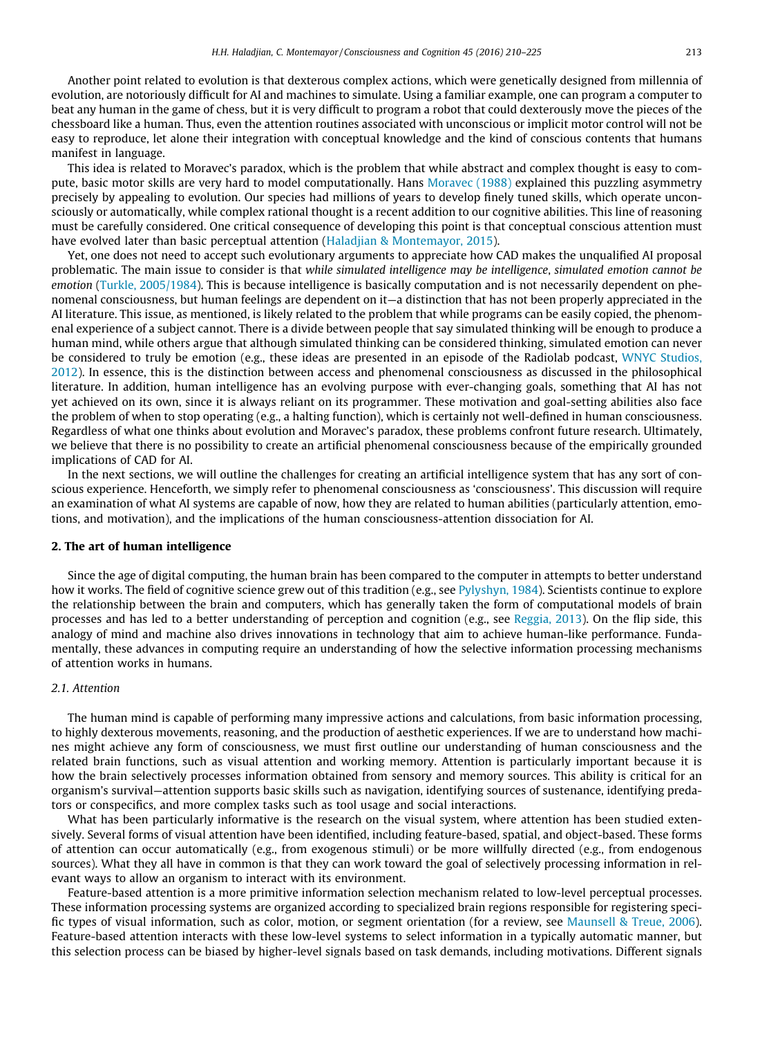Another point related to evolution is that dexterous complex actions, which were genetically designed from millennia of evolution, are notoriously difficult for AI and machines to simulate. Using a familiar example, one can program a computer to beat any human in the game of chess, but it is very difficult to program a robot that could dexterously move the pieces of the chessboard like a human. Thus, even the attention routines associated with unconscious or implicit motor control will not be easy to reproduce, let alone their integration with conceptual knowledge and the kind of conscious contents that humans manifest in language.

This idea is related to Moravec's paradox, which is the problem that while abstract and complex thought is easy to compute, basic motor skills are very hard to model computationally. Hans Moravec (1988) explained this puzzling asymmetry precisely by appealing to evolution. Our species had millions of years to develop finely tuned skills, which operate unconsciously or automatically, while complex rational thought is a recent addition to our cognitive abilities. This line of reasoning must be carefully considered. One critical consequence of developing this point is that conceptual conscious attention must have evolved later than basic perceptual attention (Haladjian & Montemayor, 2015).

Yet, one does not need to accept such evolutionary arguments to appreciate how CAD makes the unqualified AI proposal problematic. The main issue to consider is that *while simulated intelligence may be intelligence, simulated emotion cannot be emotion* (Turkle, 2005/1984). This is because intelligence is basically computation and is not necessarily dependent on phenomenal consciousness, but human feelings are dependent on it—a distinction that has not been properly appreciated in the AI literature. This issue, as mentioned, is likely related to the problem that while programs can be easily copied, the phenomenal experience of a subject cannot. There is a divide between people that say simulated thinking will be enough to produce a human mind, while others argue that although simulated thinking can be considered thinking, simulated emotion can never be considered to truly be emotion (e.g., these ideas are presented in an episode of the Radiolab podcast, WNYC Studios, 2012). In essence, this is the distinction between access and phenomenal consciousness as discussed in the philosophical literature. In addition, human intelligence has an evolving purpose with ever-changing goals, something that AI has not yet achieved on its own, since it is always reliant on its programmer. These motivation and goal-setting abilities also face the problem of when to stop operating (e.g., a halting function), which is certainly not well-defined in human consciousness. Regardless of what one thinks about evolution and Moravec's paradox, these problems confront future research. Ultimately, we believe that there is no possibility to create an artificial phenomenal consciousness because of the empirically grounded implications of CAD for AI.

In the next sections, we will outline the challenges for creating an artificial intelligence system that has any sort of conscious experience. Henceforth, we simply refer to phenomenal consciousness as 'consciousness'. This discussion will require an examination of what AI systems are capable of now, how they are related to human abilities (particularly attention, emotions, and motivation), and the implications of the human consciousness-attention dissociation for AI.

## 2. The art of human intelligence

Since the age of digital computing, the human brain has been compared to the computer in attempts to better understand how it works. The field of cognitive science grew out of this tradition (e.g., see Pylyshyn, 1984). Scientists continue to explore the relationship between the brain and computers, which has generally taken the form of computational models of brain processes and has led to a better understanding of perception and cognition (e.g., see Reggia, 2013). On the flip side, this analogy of mind and machine also drives innovations in technology that aim to achieve human-like performance. Fundamentally, these advances in computing require an understanding of how the selective information processing mechanisms of attention works in humans.

### 2.1. Attention

The human mind is capable of performing many impressive actions and calculations, from basic information processing, to highly dexterous movements, reasoning, and the production of aesthetic experiences. If we are to understand how machines might achieve any form of consciousness, we must first outline our understanding of human consciousness and the related brain functions, such as visual attention and working memory. Attention is particularly important because it is how the brain selectively processes information obtained from sensory and memory sources. This ability is critical for an organism's survival—attention supports basic skills such as navigation, identifying sources of sustenance, identifying predators or conspecifics, and more complex tasks such as tool usage and social interactions.

What has been particularly informative is the research on the visual system, where attention has been studied extensively. Several forms of visual attention have been identified, including feature-based, spatial, and object-based. These forms of attention can occur automatically (e.g., from exogenous stimuli) or be more willfully directed (e.g., from endogenous sources). What they all have in common is that they can work toward the goal of selectively processing information in relevant ways to allow an organism to interact with its environment.

Feature-based attention is a more primitive information selection mechanism related to low-level perceptual processes. These information processing systems are organized according to specialized brain regions responsible for registering specific types of visual information, such as color, motion, or segment orientation (for a review, see Maunsell & Treue, 2006). Feature-based attention interacts with these low-level systems to select information in a typically automatic manner, but this selection process can be biased by higher-level signals based on task demands, including motivations. Different signals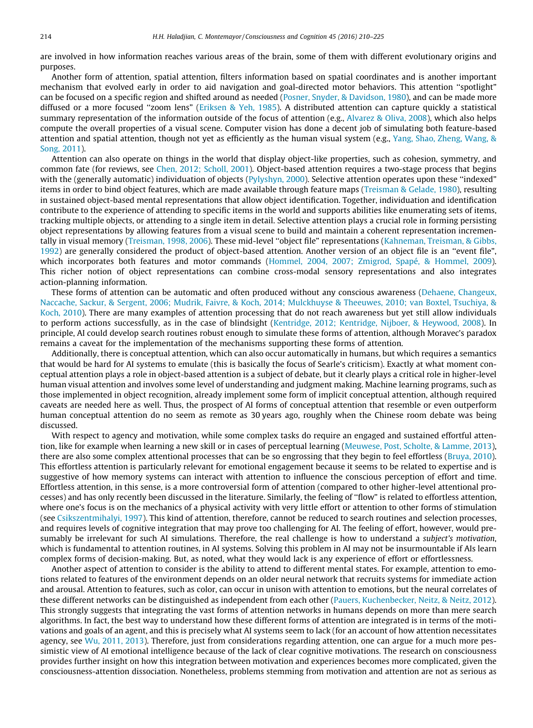are involved in how information reaches various areas of the brain, some of them with different evolutionary origins and purposes.

Another form of attention, spatial attention, filters information based on spatial coordinates and is another important mechanism that evolved early in order to aid navigation and goal-directed motor behaviors. This attention "spotlight" can be focused on a specific region and shifted around as needed (Posner, Snyder, & Davidson, 1980), and can be made more diffused or a more focused "zoom lens" (Eriksen & Yeh, 1985). A distributed attention can capture quickly a statistical summary representation of the information outside of the focus of attention (e.g., Alvarez & Oliva, 2008), which also helps compute the overall properties of a visual scene. Computer vision has done a decent job of simulating both feature-based attention and spatial attention, though not yet as efficiently as the human visual system (e.g., Yang, Shao, Zheng, Wang, & Song, 2011).

Attention can also operate on things in the world that display object-like properties, such as cohesion, symmetry, and common fate (for reviews, see Chen, 2012; Scholl, 2001). Object-based attention requires a two-stage process that begins with the (generally automatic) individuation of objects (Pylyshyn, 2000). Selective attention operates upon these "indexed" items in order to bind object features, which are made available through feature maps (Treisman & Gelade, 1980), resulting in sustained object-based mental representations that allow object identification. Together, individuation and identification contribute to the experience of attending to specific items in the world and supports abilities like enumerating sets of items, tracking multiple objects, or attending to a single item in detail. Selective attention plays a crucial role in forming persisting object representations by allowing features from a visual scene to build and maintain a coherent representation incrementally in visual memory (Treisman, 1998, 2006). These mid-level "object file" representations (Kahneman, Treisman, & Gibbs, 1992) are generally considered the product of object-based attention. Another version of an object file is an "event file", which incorporates both features and motor commands (Hommel, 2004, 2007; Zmigrod, Spapé, & Hommel, 2009). This richer notion of object representations can combine cross-modal sensory representations and also integrates action-planning information.

These forms of attention can be automatic and often produced without any conscious awareness (Dehaene, Changeux, Naccache, Sackur, & Sergent, 2006; Mudrik, Faivre, & Koch, 2014; Mulckhuyse & Theeuwes, 2010; van Boxtel, Tsuchiya, & Koch, 2010). There are many examples of attention processing that do not reach awareness but yet still allow individuals to perform actions successfully, as in the case of blindsight (Kentridge, 2012; Kentridge, Nijboer, & Heywood, 2008). In principle, AI could develop search routines robust enough to simulate these forms of attention, although Moravec's paradox remains a caveat for the implementation of the mechanisms supporting these forms of attention.

Additionally, there is conceptual attention, which can also occur automatically in humans, but which requires a semantics that would be hard for AI systems to emulate (this is basically the focus of Searle's criticism). Exactly at what moment conceptual attention plays a role in object-based attention is a subject of debate, but it clearly plays a critical role in higher-level human visual attention and involves some level of understanding and judgment making. Machine learning programs, such as those implemented in object recognition, already implement some form of implicit conceptual attention, although required caveats are needed here as well. Thus, the prospect of AI forms of conceptual attention that resemble or even outperform human conceptual attention do no seem as remote as 30 years ago, roughly when the Chinese room debate was being discussed.

With respect to agency and motivation, while some complex tasks do require an engaged and sustained effortful attention, like for example when learning a new skill or in cases of perceptual learning (Meuwese, Post, Scholte, & Lamme, 2013), there are also some complex attentional processes that can be so engrossing that they begin to feel effortless (Bruya, 2010). This effortless attention is particularly relevant for emotional engagement because it seems to be related to expertise and is suggestive of how memory systems can interact with attention to influence the conscious perception of effort and time. Effortless attention, in this sense, is a more controversial form of attention (compared to other higher-level attentional processes) and has only recently been discussed in the literature. Similarly, the feeling of "flow" is related to effortless attention, where one's focus is on the mechanics of a physical activity with very little effort or attention to other forms of stimulation (see Csikszentmihalyi, 1997). This kind of attention, therefore, cannot be reduced to search routines and selection processes, and requires levels of cognitive integration that may prove too challenging for AI. The feeling of effort, however, would presumably be irrelevant for such AI simulations. Therefore, the real challenge is how to understand a *subject's motivation*, which is fundamental to attention routines, in AI systems. Solving this problem in AI may not be insurmountable if AIs learn complex forms of decision-making. But, as noted, what they would lack is any experience of effort or effortlessness.

Another aspect of attention to consider is the ability to attend to different mental states. For example, attention to emotions related to features of the environment depends on an older neural network that recruits systems for immediate action and arousal. Attention to features, such as color, can occur in unison with attention to emotions, but the neural correlates of these different networks can be distinguished as independent from each other (Pauers, Kuchenbecker, Neitz, & Neitz, 2012). This strongly suggests that integrating the vast forms of attention networks in humans depends on more than mere search algorithms. In fact, the best way to understand how these different forms of attention are integrated is in terms of the motivations and goals of an agent, and this is precisely what AI systems seem to lack (for an account of how attention necessitates agency, see Wu, 2011, 2013). Therefore, just from considerations regarding attention, one can argue for a much more pessimistic view of AI emotional intelligence because of the lack of clear cognitive motivations. The research on consciousness provides further insight on how this integration between motivation and experiences becomes more complicated, given the consciousness-attention dissociation. Nonetheless, problems stemming from motivation and attention are not as serious as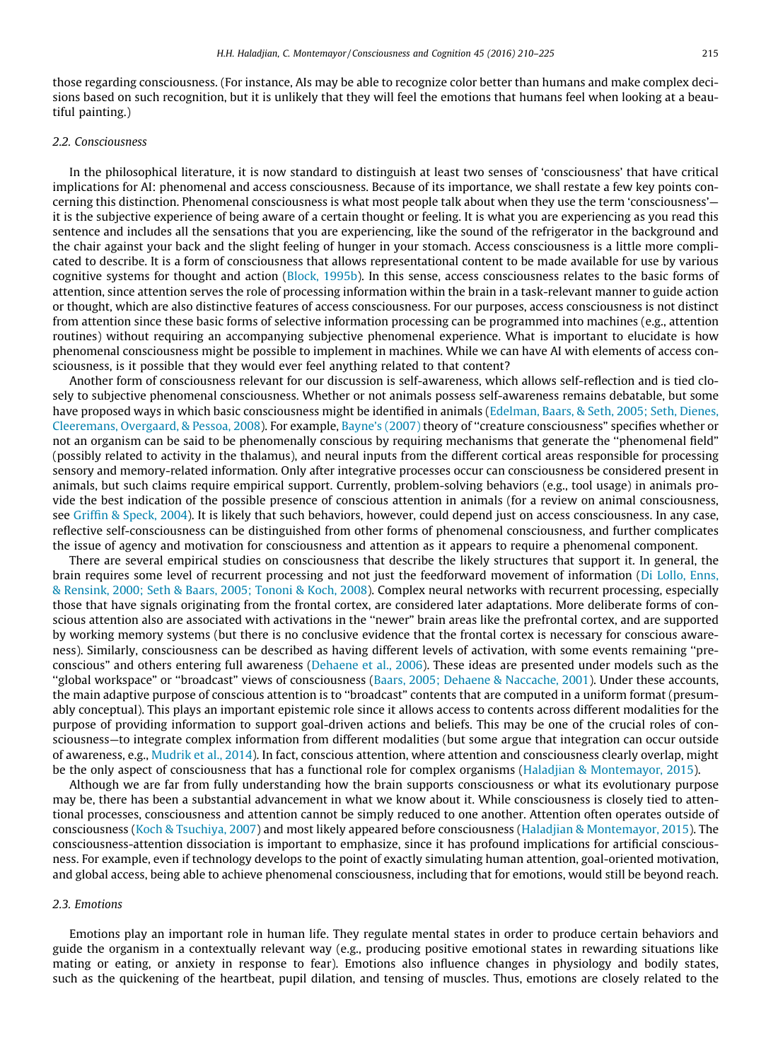those regarding consciousness. (For instance, AIs may be able to recognize color better than humans and make complex decisions based on such recognition, but it is unlikely that they will feel the emotions that humans feel when looking at a beautiful painting.)

### 2.2. Consciousness

In the philosophical literature, it is now standard to distinguish at least two senses of 'consciousness' that have critical implications for AI: phenomenal and access consciousness. Because of its importance, we shall restate a few key points concerning this distinction. Phenomenal consciousness is what most people talk about when they use the term 'consciousness'—it is the subjective experience of being aware of a certain thought or feeling. It is what you are experiencing as you read this sentence and includes all the sensations that you are experiencing, like the sound of the refrigerator in the background and the chair against your back and the slight feeling of hunger in your stomach. Access consciousness is a little more complicated to describe. It is a form of consciousness that allows representational content to be made available for use by various cognitive systems for thought and action (Block, 1995b). In this sense, access consciousness relates to the basic forms of attention, since attention serves the role of processing information within the brain in a task-relevant manner to guide action or thought, which are also distinctive features of access consciousness. For our purposes, access consciousness is not distinct from attention since these basic forms of selective information processing can be programmed into machines (e.g., attention routines) without requiring an accompanying subjective phenomenal experience. What is important to elucidate is how phenomenal consciousness might be possible to implement in machines. While we can have AI with elements of access consciousness, is it possible that they would ever feel anything related to that content?

Another form of consciousness relevant for our discussion is self-awareness, which allows self-reflection and is tied closely to subjective phenomenal consciousness. Whether or not animals possess self-awareness remains debatable, but some have proposed ways in which basic consciousness might be identified in animals (Edelman, Baars, & Seth, 2005; Seth, Dienes, Cleeremans, Overgaard, & Pessoa, 2008). For example, Bayne's (2007) theory of "creature consciousness" specifies whether or not an organism can be said to be phenomenally conscious by requiring mechanisms that generate the "phenomenal field" (possibly related to activity in the thalamus), and neural inputs from the different cortical areas responsible for processing sensory and memory-related information. Only after integrative processes occur can consciousness be considered present in animals, but such claims require empirical support. Currently, problem-solving behaviors (e.g., tool usage) in animals provide the best indication of the possible presence of conscious attention in animals (for a review on animal consciousness, see Griffin & Speck, 2004). It is likely that such behaviors, however, could depend just on access consciousness. In any case, reflective self-consciousness can be distinguished from other forms of phenomenal consciousness, and further complicates the issue of agency and motivation for consciousness and attention as it appears to require a phenomenal component.

There are several empirical studies on consciousness that describe the likely structures that support it. In general, the brain requires some level of recurrent processing and not just the feedforward movement of information (Di Lollo, Enns, & Rensink, 2000; Seth & Baars, 2005; Tononi & Koch, 2008). Complex neural networks with recurrent processing, especially those that have signals originating from the frontal cortex, are considered later adaptations. More deliberate forms of conscious attention also are associated with activations in the "newer" brain areas like the prefrontal cortex, and are supported by working memory systems (but there is no conclusive evidence that the frontal cortex is necessary for conscious awareness). Similarly, consciousness can be described as having different levels of activation, with some events remaining "preconscious" and others entering full awareness (Dehaene et al., 2006). These ideas are presented under models such as the "global workspace" or "broadcast" views of consciousness (Baars, 2005; Dehaene & Naccache, 2001). Under these accounts, the main adaptive purpose of conscious attention is to "broadcast" contents that are computed in a uniform format (presumably conceptual). This plays an important epistemic role since it allows access to contents across different modalities for the purpose of providing information to support goal-driven actions and beliefs. This may be one of the crucial roles of consciousness—to integrate complex information from different modalities (but some argue that integration can occur outside of awareness, e.g., Mudrik et al., 2014). In fact, conscious attention, where attention and consciousness clearly overlap, might be the only aspect of consciousness that has a functional role for complex organisms (Haladjian & Montemayor, 2015).

Although we are far from fully understanding how the brain supports consciousness or what its evolutionary purpose may be, there has been a substantial advancement in what we know about it. While consciousness is closely tied to attentional processes, consciousness and attention cannot be simply reduced to one another. Attention often operates outside of consciousness (Koch & Tsuchiya, 2007) and most likely appeared before consciousness (Haladjian & Montemayor, 2015). The consciousness-attention dissociation is important to emphasize, since it has profound implications for artificial consciousness. For example, even if technology develops to the point of exactly simulating human attention, goal-oriented motivation, and global access, being able to achieve phenomenal consciousness, including that for emotions, would still be beyond reach.

### 2.3. Emotions

Emotions play an important role in human life. They regulate mental states in order to produce certain behaviors and guide the organism in a contextually relevant way (e.g., producing positive emotional states in rewarding situations like mating or eating, or anxiety in response to fear). Emotions also influence changes in physiology and bodily states, such as the quickening of the heartbeat, pupil dilation, and tensing of muscles. Thus, emotions are closely related to the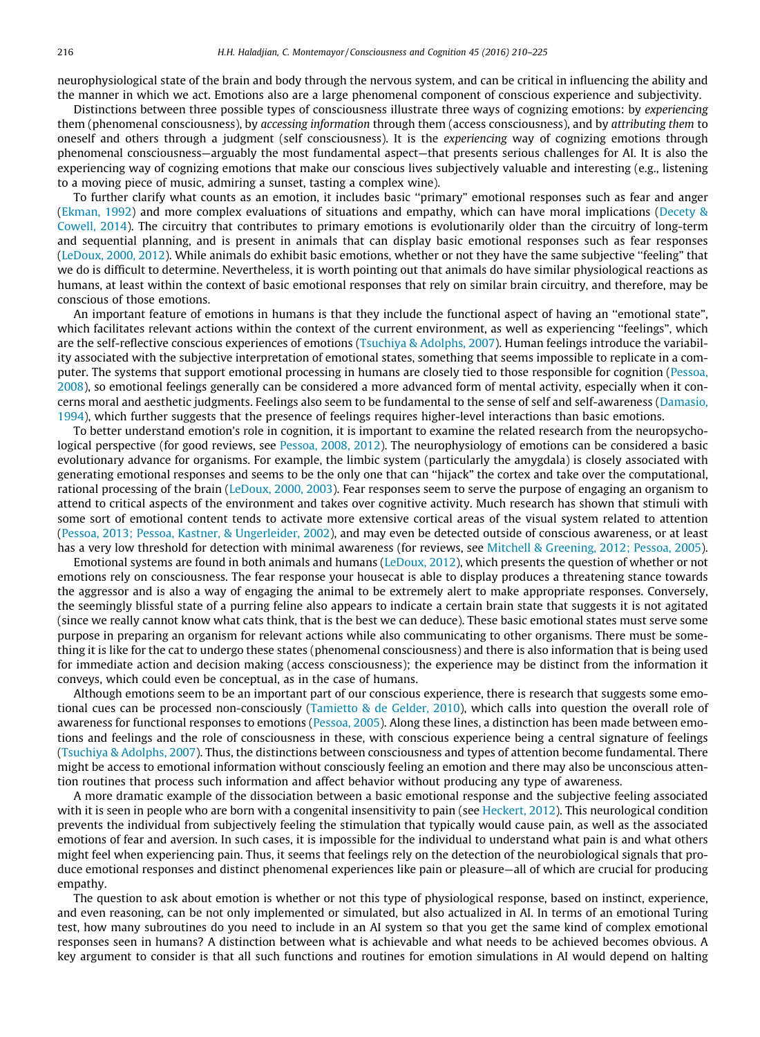neurophysiological state of the brain and body through the nervous system, and can be critical in influencing the ability and the manner in which we act. Emotions also are a large phenomenal component of conscious experience and subjectivity.

Distinctions between three possible types of consciousness illustrate three ways of cognizing emotions: by *experiencing* them (phenomenal consciousness), by *accessing information* through them (access consciousness), and by *attributing them* to oneself and others through a judgment (self consciousness). It is the *experiencing* way of cognizing emotions through phenomenal consciousness—arguably the most fundamental aspect—that presents serious challenges for AI. It is also the experiencing way of cognizing emotions that make our conscious lives subjectively valuable and interesting (e.g., listening to a moving piece of music, admiring a sunset, tasting a complex wine).

To further clarify what counts as an emotion, it includes basic ''primary'' emotional responses such as fear and anger (Ekman, 1992) and more complex evaluations of situations and empathy, which can have moral implications (Decety & Cowell, 2014). The circuitry that contributes to primary emotions is evolutionarily older than the circuitry of long-term and sequential planning, and is present in animals that can display basic emotional responses such as fear responses (LeDoux, 2000, 2012). While animals do exhibit basic emotions, whether or not they have the same subjective ''feeling'' that we do is difficult to determine. Nevertheless, it is worth pointing out that animals do have similar physiological reactions as humans, at least within the context of basic emotional responses that rely on similar brain circuitry, and therefore, may be conscious of those emotions.

An important feature of emotions in humans is that they include the functional aspect of having an ''emotional state'', which facilitates relevant actions within the context of the current environment, as well as experiencing ''feelings'', which are the self-reflective conscious experiences of emotions (Tsuchiya & Adolphs, 2007). Human feelings introduce the variability associated with the subjective interpretation of emotional states, something that seems impossible to replicate in a computer. The systems that support emotional processing in humans are closely tied to those responsible for cognition (Pessoa, 2008), so emotional feelings generally can be considered a more advanced form of mental activity, especially when it concerns moral and aesthetic judgments. Feelings also seem to be fundamental to the sense of self and self-awareness (Damasio, 1994), which further suggests that the presence of feelings requires higher-level interactions than basic emotions.

To better understand emotion's role in cognition, it is important to examine the related research from the neuropsychological perspective (for good reviews, see Pessoa, 2008, 2012). The neurophysiology of emotions can be considered a basic evolutionary advance for organisms. For example, the limbic system (particularly the amygdala) is closely associated with generating emotional responses and seems to be the only one that can ''hijack'' the cortex and take over the computational, rational processing of the brain (LeDoux, 2000, 2003). Fear responses seem to serve the purpose of engaging an organism to attend to critical aspects of the environment and takes over cognitive activity. Much research has shown that stimuli with some sort of emotional content tends to activate more extensive cortical areas of the visual system related to attention (Pessoa, 2013; Pessoa, Kastner, & Ungerleider, 2002), and may even be detected outside of conscious awareness, or at least has a very low threshold for detection with minimal awareness (for reviews, see Mitchell & Greening, 2012; Pessoa, 2005).

Emotional systems are found in both animals and humans (LeDoux, 2012), which presents the question of whether or not emotions rely on consciousness. The fear response your housecat is able to display produces a threatening stance towards the aggressor and is also a way of engaging the animal to be extremely alert to make appropriate responses. Conversely, the seemingly blissful state of a purring feline also appears to indicate a certain brain state that suggests it is not agitated (since we really cannot know what cats think, that is the best we can deduce). These basic emotional states must serve some purpose in preparing an organism for relevant actions while also communicating to other organisms. There must be something it is like for the cat to undergo these states (phenomenal consciousness) and there is also information that is being used for immediate action and decision making (access consciousness); the experience may be distinct from the information it conveys, which could even be conceptual, as in the case of humans.

Although emotions seem to be an important part of our conscious experience, there is research that suggests some emotional cues can be processed non-consciously (Tamietto & de Gelder, 2010), which calls into question the overall role of awareness for functional responses to emotions (Pessoa, 2005). Along these lines, a distinction has been made between emotions and feelings and the role of consciousness in these, with conscious experience being a central signature of feelings (Tsuchiya & Adolphs, 2007). Thus, the distinctions between consciousness and types of attention become fundamental. There might be access to emotional information without consciously feeling an emotion and there may also be unconscious attention routines that process such information and affect behavior without producing any type of awareness.

A more dramatic example of the dissociation between a basic emotional response and the subjective feeling associated with it is seen in people who are born with a congenital insensitivity to pain (see Heckert, 2012). This neurological condition prevents the individual from subjectively feeling the stimulation that typically would cause pain, as well as the associated emotions of fear and aversion. In such cases, it is impossible for the individual to understand what pain is and what others might feel when experiencing pain. Thus, it seems that feelings rely on the detection of the neurobiological signals that produce emotional responses and distinct phenomenal experiences like pain or pleasure—all of which are crucial for producing empathy.

The question to ask about emotion is whether or not this type of physiological response, based on instinct, experience, and even reasoning, can be not only implemented or simulated, but also actualized in AI. In terms of an emotional Turing test, how many subroutines do you need to include in an AI system so that you get the same kind of complex emotional responses seen in humans? A distinction between what is achievable and what needs to be achieved becomes obvious. A key argument to consider is that all such functions and routines for emotion simulations in AI would depend on halting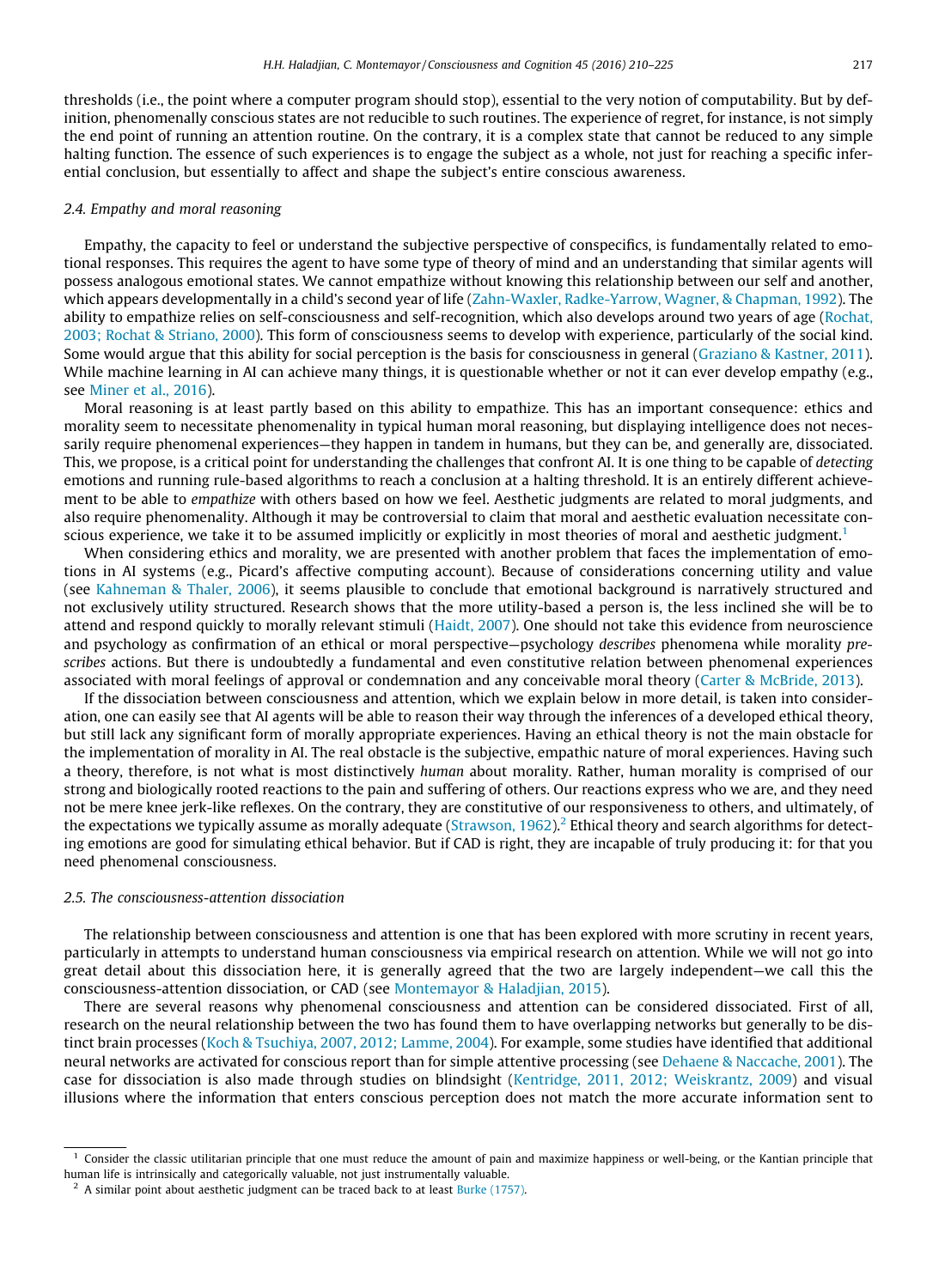thresholds (i.e., the point where a computer program should stop), essential to the very notion of computability. But by definition, phenomenally conscious states are not reducible to such routines. The experience of regret, for instance, is not simply the end point of running an attention routine. On the contrary, it is a complex state that cannot be reduced to any simple halting function. The essence of such experiences is to engage the subject as a whole, not just for reaching a specific inferential conclusion, but essentially to affect and shape the subject's entire conscious awareness.

### 2.4. Empathy and moral reasoning

Empathy, the capacity to feel or understand the subjective perspective of conspecifics, is fundamentally related to emotional responses. This requires the agent to have some type of theory of mind and an understanding that similar agents will possess analogous emotional states. We cannot empathize without knowing this relationship between our self and another, which appears developmentally in a child's second year of life (Zahn-Waxler, Radke-Yarrow, Wagner, & Chapman, 1992). The ability to empathize relies on self-consciousness and self-recognition, which also develops around two years of age (Rochat, 2003; Rochat & Striano, 2000). This form of consciousness seems to develop with experience, particularly of the social kind. Some would argue that this ability for social perception is the basis for consciousness in general (Graziano & Kastner, 2011). While machine learning in AI can achieve many things, it is questionable whether or not it can ever develop empathy (e.g., see Miner et al., 2016).

Moral reasoning is at least partly based on this ability to empathize. This has an important consequence: ethics and morality seem to necessitate phenomenality in typical human moral reasoning, but displaying intelligence does not necessarily require phenomenal experiences—they happen in tandem in humans, but they can be, and generally are, dissociated. This, we propose, is a critical point for understanding the challenges that confront AI. It is one thing to be capable of *detecting* emotions and running rule-based algorithms to reach a conclusion at a halting threshold. It is an entirely different achievement to be able to *empathize* with others based on how we feel. Aesthetic judgments are related to moral judgments, and also require phenomenality. Although it may be controversial to claim that moral and aesthetic evaluation necessitate conscious experience, we take it to be assumed implicitly or explicitly in most theories of moral and aesthetic judgment.[1]

When considering ethics and morality, we are presented with another problem that faces the implementation of emotions in AI systems (e.g., Picard's affective computing account). Because of considerations concerning utility and value (see Kahneman & Thaler, 2006), it seems plausible to conclude that emotional background is narratively structured and not exclusively utility structured. Research shows that the more utility-based a person is, the less inclined she will be to attend and respond quickly to morally relevant stimuli (Haidt, 2007). One should not take this evidence from neuroscience and psychology as confirmation of an ethical or moral perspective—psychology *describes* phenomena while morality *prescribes* actions. But there is undoubtedly a fundamental and even constitutive relation between phenomenal experiences associated with moral feelings of approval or condemnation and any conceivable moral theory (Carter & McBride, 2013).

If the dissociation between consciousness and attention, which we explain below in more detail, is taken into consideration, one can easily see that AI agents will be able to reason their way through the inferences of a developed ethical theory, but still lack any significant form of morally appropriate experiences. Having an ethical theory is not the main obstacle for the implementation of morality in AI. The real obstacle is the subjective, empathic nature of moral experiences. Having such a theory, therefore, is not what is most distinctively *human* about morality. Rather, human morality is comprised of our strong and biologically rooted reactions to the pain and suffering of others. Our reactions express who we are, and they need not be mere knee jerk-like reflexes. On the contrary, they are constitutive of our responsiveness to others, and ultimately, of the expectations we typically assume as morally adequate (Strawson, 1962).[2] Ethical theory and search algorithms for detecting emotions are good for simulating ethical behavior. But if CAD is right, they are incapable of truly producing it: for that you need phenomenal consciousness.

### 2.5. The consciousness-attention dissociation

The relationship between consciousness and attention is one that has been explored with more scrutiny in recent years, particularly in attempts to understand human consciousness via empirical research on attention. While we will not go into great detail about this dissociation here, it is generally agreed that the two are largely independent—we call this the consciousness-attention dissociation, or CAD (see Montemayor & Haladjian, 2015).

There are several reasons why phenomenal consciousness and attention can be considered dissociated. First of all, research on the neural relationship between the two has found them to have overlapping networks but generally to be distinct brain processes (Koch & Tsuchiya, 2007, 2012; Lamme, 2004). For example, some studies have identified that additional neural networks are activated for conscious report than for simple attentive processing (see Dehaene & Naccache, 2001). The case for dissociation is also made through studies on blindsight (Kentridge, 2011, 2012; Weiskrantz, 2009) and visual illusions where the information that enters conscious perception does not match the more accurate information sent to

---

[1] Consider the classic utilitarian principle that one must reduce the amount of pain and maximize happiness or well-being, or the Kantian principle that human life is intrinsically and categorically valuable, not just instrumentally valuable.

[2] A similar point about aesthetic judgment can be traced back to at least Burke (1757).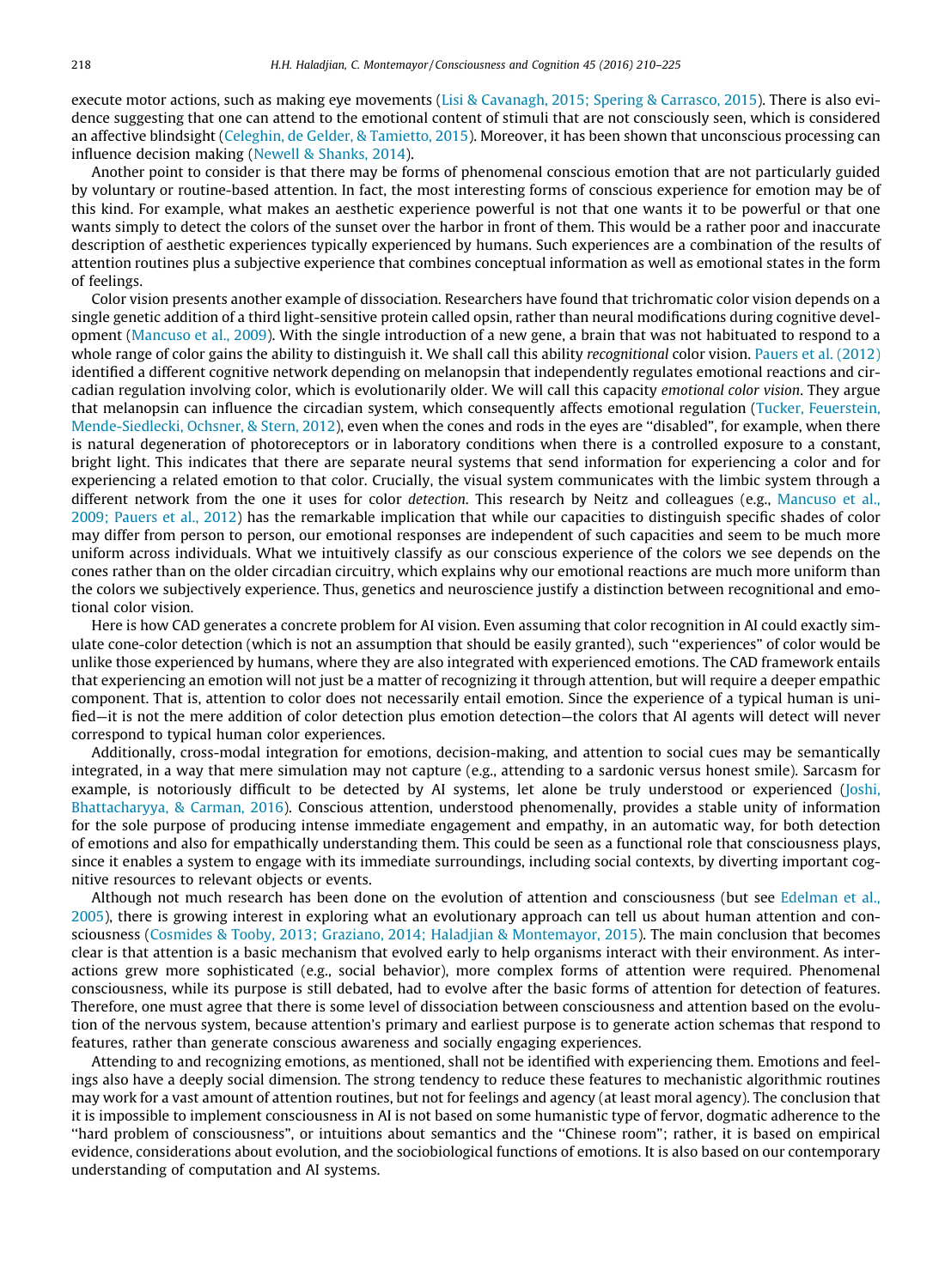execute motor actions, such as making eye movements (Lisi & Cavanagh, 2015; Spering & Carrasco, 2015). There is also evidence suggesting that one can attend to the emotional content of stimuli that are not consciously seen, which is considered an affective blindsight (Celeghin, de Gelder, & Tamietto, 2015). Moreover, it has been shown that unconscious processing can influence decision making (Newell & Shanks, 2014).

Another point to consider is that there may be forms of phenomenal conscious emotion that are not particularly guided by voluntary or routine-based attention. In fact, the most interesting forms of conscious experience for emotion may be of this kind. For example, what makes an aesthetic experience powerful is not that one wants it to be powerful or that one wants simply to detect the colors of the sunset over the harbor in front of them. This would be a rather poor and inaccurate description of aesthetic experiences typically experienced by humans. Such experiences are a combination of the results of attention routines plus a subjective experience that combines conceptual information as well as emotional states in the form of feelings.

Color vision presents another example of dissociation. Researchers have found that trichromatic color vision depends on a single genetic addition of a third light-sensitive protein called opsin, rather than neural modifications during cognitive development (Mancuso et al., 2009). With the single introduction of a new gene, a brain that was not habituated to respond to a whole range of color gains the ability to distinguish it. We shall call this ability *recognitional* color vision. Pauers et al. (2012) identified a different cognitive network depending on melanopsin that independently regulates emotional reactions and circadian regulation involving color, which is evolutionarily older. We will call this capacity *emotional color vision*. They argue that melanopsin can influence the circadian system, which consequently affects emotional regulation (Tucker, Feuerstein, Mende-Siedlecki, Ochsner, & Stern, 2012), even when the cones and rods in the eyes are "disabled", for example, when there is natural degeneration of photoreceptors or in laboratory conditions when there is a controlled exposure to a constant, bright light. This indicates that there are separate neural systems that send information for experiencing a color and for experiencing a related emotion to that color. Crucially, the visual system communicates with the limbic system through a different network from the one it uses for color *detection*. This research by Neitz and colleagues (e.g., Mancuso et al., 2009; Pauers et al., 2012) has the remarkable implication that while our capacities to distinguish specific shades of color may differ from person to person, our emotional responses are independent of such capacities and seem to be much more uniform across individuals. What we intuitively classify as our conscious experience of the colors we see depends on the cones rather than on the older circadian circuitry, which explains why our emotional reactions are much more uniform than the colors we subjectively experience. Thus, genetics and neuroscience justify a distinction between recognitional and emotional color vision.

Here is how CAD generates a concrete problem for AI vision. Even assuming that color recognition in AI could exactly simulate cone-color detection (which is not an assumption that should be easily granted), such "experiences" of color would be unlike those experienced by humans, where they are also integrated with experienced emotions. The CAD framework entails that experiencing an emotion will not just be a matter of recognizing it through attention, but will require a deeper empathic component. That is, attention to color does not necessarily entail emotion. Since the experience of a typical human is unified—it is not the mere addition of color detection plus emotion detection—the colors that AI agents will detect will never correspond to typical human color experiences.

Additionally, cross-modal integration for emotions, decision-making, and attention to social cues may be semantically integrated, in a way that mere simulation may not capture (e.g., attending to a sardonic versus honest smile). Sarcasm for example, is notoriously difficult to be detected by AI systems, let alone be truly understood or experienced (Joshi, Bhattacharyya, & Carman, 2016). Conscious attention, understood phenomenally, provides a stable unity of information for the sole purpose of producing intense immediate engagement and empathy, in an automatic way, for both detection of emotions and also for empathically understanding them. This could be seen as a functional role that consciousness plays, since it enables a system to engage with its immediate surroundings, including social contexts, by diverting important cognitive resources to relevant objects or events.

Although not much research has been done on the evolution of attention and consciousness (but see Edelman et al., 2005), there is growing interest in exploring what an evolutionary approach can tell us about human attention and consciousness (Cosmides & Tooby, 2013; Graziano, 2014; Haladjian & Montemayor, 2015). The main conclusion that becomes clear is that attention is a basic mechanism that evolved early to help organisms interact with their environment. As interactions grew more sophisticated (e.g., social behavior), more complex forms of attention were required. Phenomenal consciousness, while its purpose is still debated, had to evolve after the basic forms of attention for detection of features. Therefore, one must agree that there is some level of dissociation between consciousness and attention based on the evolution of the nervous system, because attention's primary and earliest purpose is to generate action schemas that respond to features, rather than generate conscious awareness and socially engaging experiences.

Attending to and recognizing emotions, as mentioned, shall not be identified with experiencing them. Emotions and feelings also have a deeply social dimension. The strong tendency to reduce these features to mechanistic algorithmic routines may work for a vast amount of attention routines, but not for feelings and agency (at least moral agency). The conclusion that it is impossible to implement consciousness in AI is not based on some humanistic type of fervor, dogmatic adherence to the "hard problem of consciousness", or intuitions about semantics and the "Chinese room"; rather, it is based on empirical evidence, considerations about evolution, and the sociobiological functions of emotions. It is also based on our contemporary understanding of computation and AI systems.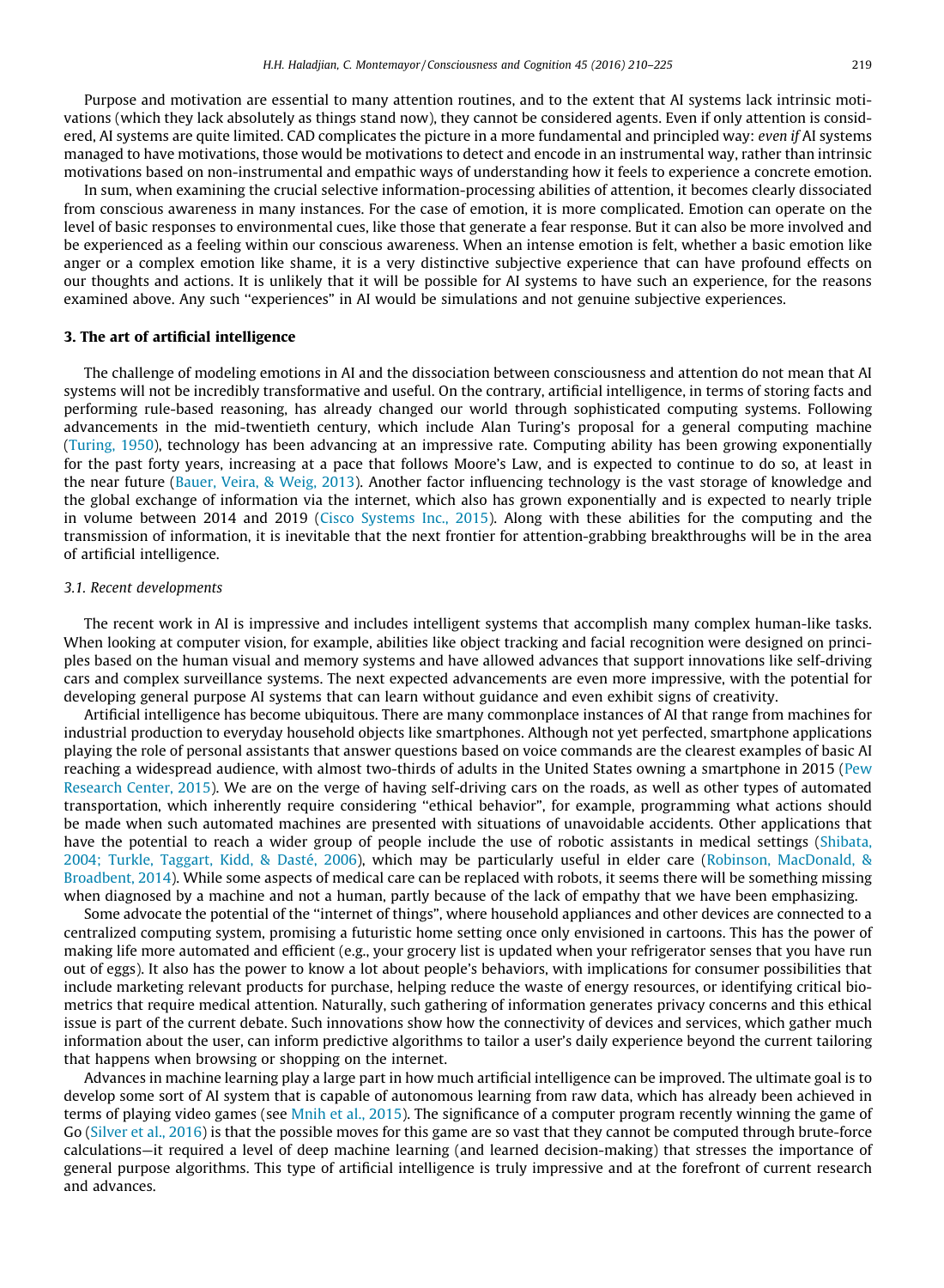Purpose and motivation are essential to many attention routines, and to the extent that AI systems lack intrinsic motivations (which they lack absolutely as things stand now), they cannot be considered agents. Even if only attention is considered, AI systems are quite limited. CAD complicates the picture in a more fundamental and principled way: *even if* AI systems managed to have motivations, those would be motivations to detect and encode in an instrumental way, rather than intrinsic motivations based on non-instrumental and empathic ways of understanding how it feels to experience a concrete emotion.

In sum, when examining the crucial selective information-processing abilities of attention, it becomes clearly dissociated from conscious awareness in many instances. For the case of emotion, it is more complicated. Emotion can operate on the level of basic responses to environmental cues, like those that generate a fear response. But it can also be more involved and be experienced as a feeling within our conscious awareness. When an intense emotion is felt, whether a basic emotion like anger or a complex emotion like shame, it is a very distinctive subjective experience that can have profound effects on our thoughts and actions. It is unlikely that it will be possible for AI systems to have such an experience, for the reasons examined above. Any such "experiences" in AI would be simulations and not genuine subjective experiences.

## 3. The art of artificial intelligence

The challenge of modeling emotions in AI and the dissociation between consciousness and attention do not mean that AI systems will not be incredibly transformative and useful. On the contrary, artificial intelligence, in terms of storing facts and performing rule-based reasoning, has already changed our world through sophisticated computing systems. Following advancements in the mid-twentieth century, which include Alan Turing's proposal for a general computing machine (Turing, 1950), technology has been advancing at an impressive rate. Computing ability has been growing exponentially for the past forty years, increasing at a pace that follows Moore's Law, and is expected to continue to do so, at least in the near future (Bauer, Veira, & Weig, 2013). Another factor influencing technology is the vast storage of knowledge and the global exchange of information via the internet, which also has grown exponentially and is expected to nearly triple in volume between 2014 and 2019 (Cisco Systems Inc., 2015). Along with these abilities for the computing and the transmission of information, it is inevitable that the next frontier for attention-grabbing breakthroughs will be in the area of artificial intelligence.

### 3.1. Recent developments

The recent work in AI is impressive and includes intelligent systems that accomplish many complex human-like tasks. When looking at computer vision, for example, abilities like object tracking and facial recognition were designed on principles based on the human visual and memory systems and have allowed advances that support innovations like self-driving cars and complex surveillance systems. The next expected advancements are even more impressive, with the potential for developing general purpose AI systems that can learn without guidance and even exhibit signs of creativity.

Artificial intelligence has become ubiquitous. There are many commonplace instances of AI that range from machines for industrial production to everyday household objects like smartphones. Although not yet perfected, smartphone applications playing the role of personal assistants that answer questions based on voice commands are the clearest examples of basic AI reaching a widespread audience, with almost two-thirds of adults in the United States owning a smartphone in 2015 (Pew Research Center, 2015). We are on the verge of having self-driving cars on the roads, as well as other types of automated transportation, which inherently require considering "ethical behavior", for example, programming what actions should be made when such automated machines are presented with situations of unavoidable accidents. Other applications that have the potential to reach a wider group of people include the use of robotic assistants in medical settings (Shibata, 2004; Turkle, Taggart, Kidd, & Dasté, 2006), which may be particularly useful in elder care (Robinson, MacDonald, & Broadbent, 2014). While some aspects of medical care can be replaced with robots, it seems there will be something missing when diagnosed by a machine and not a human, partly because of the lack of empathy that we have been emphasizing.

Some advocate the potential of the "internet of things", where household appliances and other devices are connected to a centralized computing system, promising a futuristic home setting once only envisioned in cartoons. This has the power of making life more automated and efficient (e.g., your grocery list is updated when your refrigerator senses that you have run out of eggs). It also has the power to know a lot about people's behaviors, with implications for consumer possibilities that include marketing relevant products for purchase, helping reduce the waste of energy resources, or identifying critical biometrics that require medical attention. Naturally, such gathering of information generates privacy concerns and this ethical issue is part of the current debate. Such innovations show how the connectivity of devices and services, which gather much information about the user, can inform predictive algorithms to tailor a user's daily experience beyond the current tailoring that happens when browsing or shopping on the internet.

Advances in machine learning play a large part in how much artificial intelligence can be improved. The ultimate goal is to develop some sort of AI system that is capable of autonomous learning from raw data, which has already been achieved in terms of playing video games (see Mnih et al., 2015). The significance of a computer program recently winning the game of Go (Silver et al., 2016) is that the possible moves for this game are so vast that they cannot be computed through brute-force calculations—it required a level of deep machine learning (and learned decision-making) that stresses the importance of general purpose algorithms. This type of artificial intelligence is truly impressive and at the forefront of current research and advances.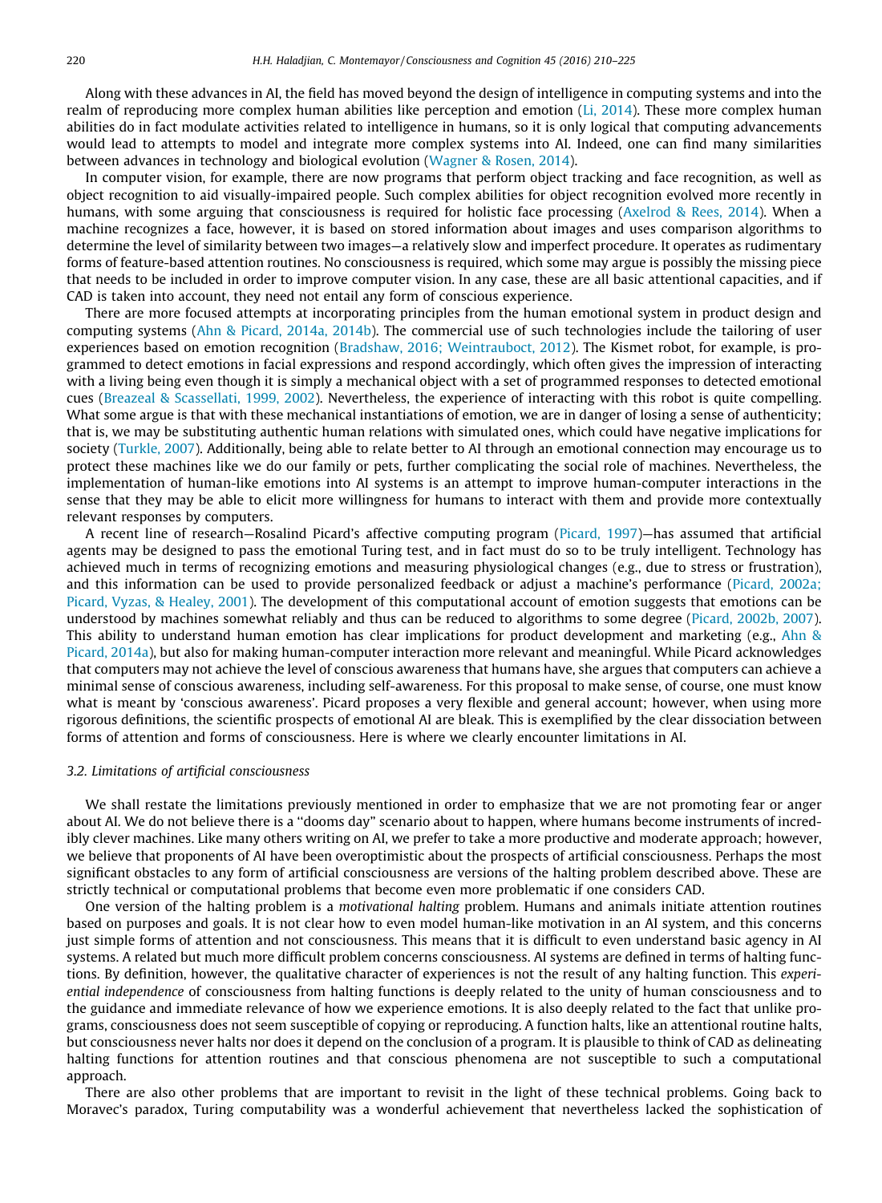Along with these advances in AI, the field has moved beyond the design of intelligence in computing systems and into the realm of reproducing more complex human abilities like perception and emotion (Li, 2014). These more complex human abilities do in fact modulate activities related to intelligence in humans, so it is only logical that computing advancements would lead to attempts to model and integrate more complex systems into AI. Indeed, one can find many similarities between advances in technology and biological evolution (Wagner & Rosen, 2014).

In computer vision, for example, there are now programs that perform object tracking and face recognition, as well as object recognition to aid visually-impaired people. Such complex abilities for object recognition evolved more recently in humans, with some arguing that consciousness is required for holistic face processing (Axelrod & Rees, 2014). When a machine recognizes a face, however, it is based on stored information about images and uses comparison algorithms to determine the level of similarity between two images—a relatively slow and imperfect procedure. It operates as rudimentary forms of feature-based attention routines. No consciousness is required, which some may argue is possibly the missing piece that needs to be included in order to improve computer vision. In any case, these are all basic attentional capacities, and if CAD is taken into account, they need not entail any form of conscious experience.

There are more focused attempts at incorporating principles from the human emotional system in product design and computing systems (Ahn & Picard, 2014a, 2014b). The commercial use of such technologies include the tailoring of user experiences based on emotion recognition (Bradshaw, 2016; Weintrauboct, 2012). The Kismet robot, for example, is programmed to detect emotions in facial expressions and respond accordingly, which often gives the impression of interacting with a living being even though it is simply a mechanical object with a set of programmed responses to detected emotional cues (Breazeal & Scassellati, 1999, 2002). Nevertheless, the experience of interacting with this robot is quite compelling. What some argue is that with these mechanical instantiations of emotion, we are in danger of losing a sense of authenticity; that is, we may be substituting authentic human relations with simulated ones, which could have negative implications for society (Turkle, 2007). Additionally, being able to relate better to AI through an emotional connection may encourage us to protect these machines like we do our family or pets, further complicating the social role of machines. Nevertheless, the implementation of human-like emotions into AI systems is an attempt to improve human-computer interactions in the sense that they may be able to elicit more willingness for humans to interact with them and provide more contextually relevant responses by computers.

A recent line of research—Rosalind Picard's affective computing program (Picard, 1997)—has assumed that artificial agents may be designed to pass the emotional Turing test, and in fact must do so to be truly intelligent. Technology has achieved much in terms of recognizing emotions and measuring physiological changes (e.g., due to stress or frustration), and this information can be used to provide personalized feedback or adjust a machine's performance (Picard, 2002a; Picard, Vyzas, & Healey, 2001). The development of this computational account of emotion suggests that emotions can be understood by machines somewhat reliably and thus can be reduced to algorithms to some degree (Picard, 2002b, 2007). This ability to understand human emotion has clear implications for product development and marketing (e.g., Ahn & Picard, 2014a), but also for making human-computer interaction more relevant and meaningful. While Picard acknowledges that computers may not achieve the level of conscious awareness that humans have, she argues that computers can achieve a minimal sense of conscious awareness, including self-awareness. For this proposal to make sense, of course, one must know what is meant by 'conscious awareness'. Picard proposes a very flexible and general account; however, when using more rigorous definitions, the scientific prospects of emotional AI are bleak. This is exemplified by the clear dissociation between forms of attention and forms of consciousness. Here is where we clearly encounter limitations in AI.

### 3.2. Limitations of artificial consciousness

We shall restate the limitations previously mentioned in order to emphasize that we are not promoting fear or anger about AI. We do not believe there is a "dooms day" scenario about to happen, where humans become instruments of incredibly clever machines. Like many others writing on AI, we prefer to take a more productive and moderate approach; however, we believe that proponents of AI have been overoptimistic about the prospects of artificial consciousness. Perhaps the most significant obstacles to any form of artificial consciousness are versions of the halting problem described above. These are strictly technical or computational problems that become even more problematic if one considers CAD.

One version of the halting problem is a *motivational halting* problem. Humans and animals initiate attention routines based on purposes and goals. It is not clear how to even model human-like motivation in an AI system, and this concerns just simple forms of attention and not consciousness. This means that it is difficult to even understand basic agency in AI systems. A related but much more difficult problem concerns consciousness. AI systems are defined in terms of halting functions. By definition, however, the qualitative character of experiences is not the result of any halting function. This *experiential independence* of consciousness from halting functions is deeply related to the unity of human consciousness and to the guidance and immediate relevance of how we experience emotions. It is also deeply related to the fact that unlike programs, consciousness does not seem susceptible of copying or reproducing. A function halts, like an attentional routine halts, but consciousness never halts nor does it depend on the conclusion of a program. It is plausible to think of CAD as delineating halting functions for attention routines and that conscious phenomena are not susceptible to such a computational approach.

There are also other problems that are important to revisit in the light of these technical problems. Going back to Moravec's paradox, Turing computability was a wonderful achievement that nevertheless lacked the sophistication of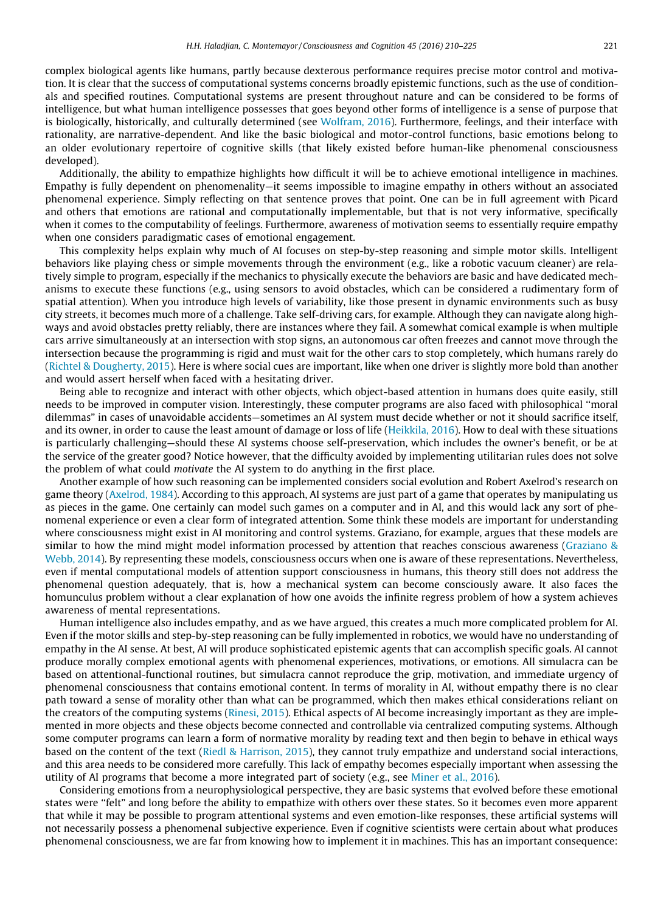complex biological agents like humans, partly because dexterous performance requires precise motor control and motivation. It is clear that the success of computational systems concerns broadly epistemic functions, such as the use of conditionals and specified routines. Computational systems are present throughout nature and can be considered to be forms of intelligence, but what human intelligence possesses that goes beyond other forms of intelligence is a sense of purpose that is biologically, historically, and culturally determined (see Wolfram, 2016). Furthermore, feelings, and their interface with rationality, are narrative-dependent. And like the basic biological and motor-control functions, basic emotions belong to an older evolutionary repertoire of cognitive skills (that likely existed before human-like phenomenal consciousness developed).

Additionally, the ability to empathize highlights how difficult it will be to achieve emotional intelligence in machines. Empathy is fully dependent on phenomenality—it seems impossible to imagine empathy in others without an associated phenomenal experience. Simply reflecting on that sentence proves that point. One can be in full agreement with Picard and others that emotions are rational and computationally implementable, but that is not very informative, specifically when it comes to the computability of feelings. Furthermore, awareness of motivation seems to essentially require empathy when one considers paradigmatic cases of emotional engagement.

This complexity helps explain why much of AI focuses on step-by-step reasoning and simple motor skills. Intelligent behaviors like playing chess or simple movements through the environment (e.g., like a robotic vacuum cleaner) are relatively simple to program, especially if the mechanics to physically execute the behaviors are basic and have dedicated mechanisms to execute these functions (e.g., using sensors to avoid obstacles, which can be considered a rudimentary form of spatial attention). When you introduce high levels of variability, like those present in dynamic environments such as busy city streets, it becomes much more of a challenge. Take self-driving cars, for example. Although they can navigate along highways and avoid obstacles pretty reliably, there are instances where they fail. A somewhat comical example is when multiple cars arrive simultaneously at an intersection with stop signs, an autonomous car often freezes and cannot move through the intersection because the programming is rigid and must wait for the other cars to stop completely, which humans rarely do (Richtel & Dougherty, 2015). Here is where social cues are important, like when one driver is slightly more bold than another and would assert herself when faced with a hesitating driver.

Being able to recognize and interact with other objects, which object-based attention in humans does quite easily, still needs to be improved in computer vision. Interestingly, these computer programs are also faced with philosophical "moral dilemmas" in cases of unavoidable accidents—sometimes an AI system must decide whether or not it should sacrifice itself, and its owner, in order to cause the least amount of damage or loss of life (Heikkila, 2016). How to deal with these situations is particularly challenging—should these AI systems choose self-preservation, which includes the owner's benefit, or be at the service of the greater good? Notice however, that the difficulty avoided by implementing utilitarian rules does not solve the problem of what could *motivate* the AI system to do anything in the first place.

Another example of how such reasoning can be implemented considers social evolution and Robert Axelrod's research on game theory (Axelrod, 1984). According to this approach, AI systems are just part of a game that operates by manipulating us as pieces in the game. One certainly can model such games on a computer and in AI, and this would lack any sort of phenomenal experience or even a clear form of integrated attention. Some think these models are important for understanding where consciousness might exist in AI monitoring and control systems. Graziano, for example, argues that these models are similar to how the mind might model information processed by attention that reaches conscious awareness (Graziano & Webb, 2014). By representing these models, consciousness occurs when one is aware of these representations. Nevertheless, even if mental computational models of attention support consciousness in humans, this theory still does not address the phenomenal question adequately, that is, how a mechanical system can become consciously aware. It also faces the homunculus problem without a clear explanation of how one avoids the infinite regress problem of how a system achieves awareness of mental representations.

Human intelligence also includes empathy, and as we have argued, this creates a much more complicated problem for AI. Even if the motor skills and step-by-step reasoning can be fully implemented in robotics, we would have no understanding of empathy in the AI sense. At best, AI will produce sophisticated epistemic agents that can accomplish specific goals. AI cannot produce morally complex emotional agents with phenomenal experiences, motivations, or emotions. All simulacra can be based on attentional-functional routines, but simulacra cannot reproduce the grip, motivation, and immediate urgency of phenomenal consciousness that contains emotional content. In terms of morality in AI, without empathy there is no clear path toward a sense of morality other than what can be programmed, which then makes ethical considerations reliant on the creators of the computing systems (Rinesi, 2015). Ethical aspects of AI become increasingly important as they are implemented in more objects and these objects become connected and controllable via centralized computing systems. Although some computer programs can learn a form of normative morality by reading text and then begin to behave in ethical ways based on the content of the text (Riedl & Harrison, 2015), they cannot truly empathize and understand social interactions, and this area needs to be considered more carefully. This lack of empathy becomes especially important when assessing the utility of AI programs that become a more integrated part of society (e.g., see Miner et al., 2016).

Considering emotions from a neurophysiological perspective, they are basic systems that evolved before these emotional states were "felt" and long before the ability to empathize with others over these states. So it becomes even more apparent that while it may be possible to program attentional systems and even emotion-like responses, these artificial systems will not necessarily possess a phenomenal subjective experience. Even if cognitive scientists were certain about what produces phenomenal consciousness, we are far from knowing how to implement it in machines. This has an important consequence: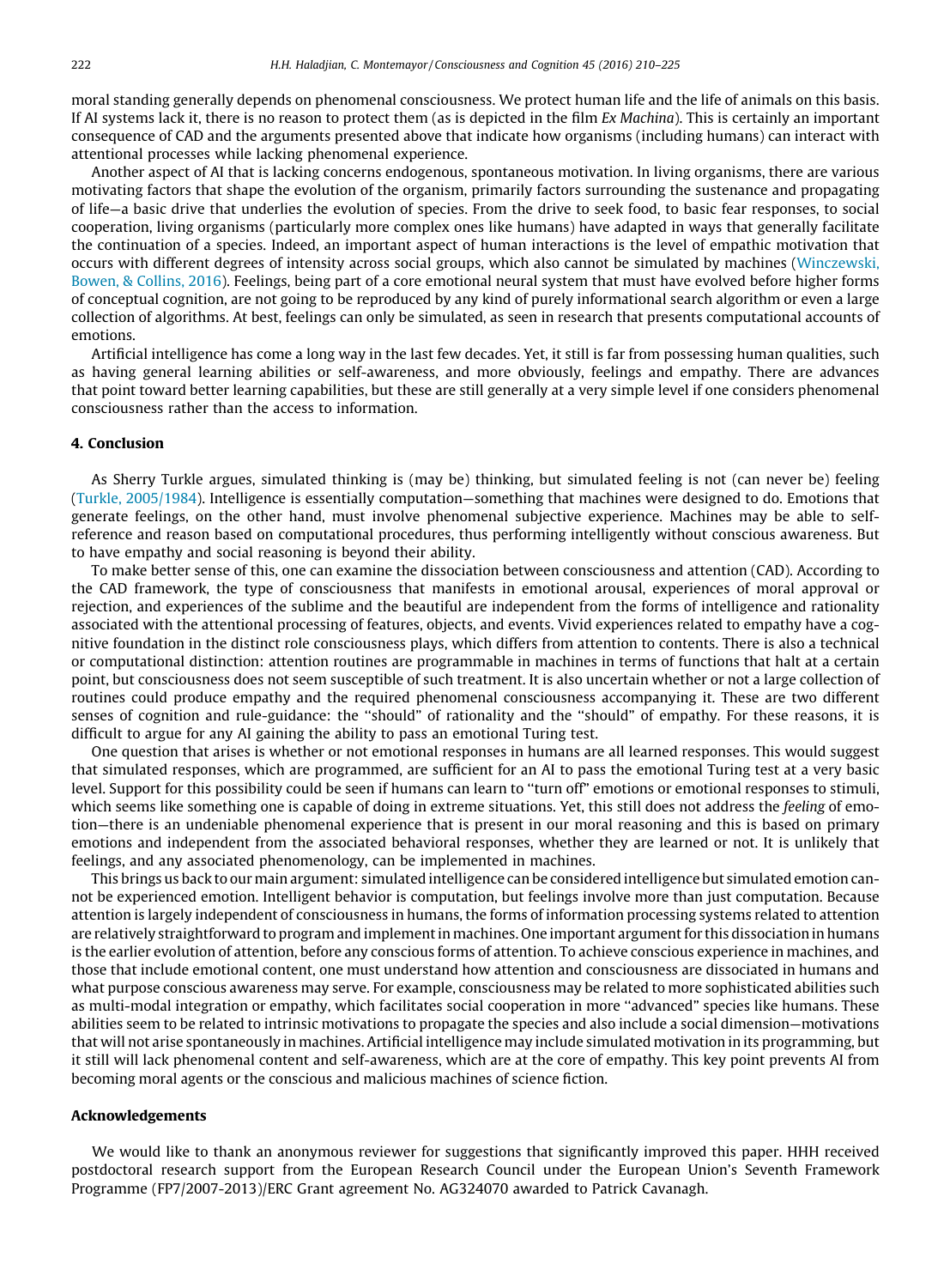moral standing generally depends on phenomenal consciousness. We protect human life and the life of animals on this basis. If AI systems lack it, there is no reason to protect them (as is depicted in the film *Ex Machina*). This is certainly an important consequence of CAD and the arguments presented above that indicate how organisms (including humans) can interact with attentional processes while lacking phenomenal experience.

Another aspect of AI that is lacking concerns endogenous, spontaneous motivation. In living organisms, there are various motivating factors that shape the evolution of the organism, primarily factors surrounding the sustenance and propagating of life—a basic drive that underlies the evolution of species. From the drive to seek food, to basic fear responses, to social cooperation, living organisms (particularly more complex ones like humans) have adapted in ways that generally facilitate the continuation of a species. Indeed, an important aspect of human interactions is the level of empathic motivation that occurs with different degrees of intensity across social groups, which also cannot be simulated by machines (Winczewski, Bowen, & Collins, 2016). Feelings, being part of a core emotional neural system that must have evolved before higher forms of conceptual cognition, are not going to be reproduced by any kind of purely informational search algorithm or even a large collection of algorithms. At best, feelings can only be simulated, as seen in research that presents computational accounts of emotions.

Artificial intelligence has come a long way in the last few decades. Yet, it still is far from possessing human qualities, such as having general learning abilities or self-awareness, and more obviously, feelings and empathy. There are advances that point toward better learning capabilities, but these are still generally at a very simple level if one considers phenomenal consciousness rather than the access to information.

## 4. Conclusion

As Sherry Turkle argues, simulated thinking is (may be) thinking, but simulated feeling is not (can never be) feeling (Turkle, 2005/1984). Intelligence is essentially computation—something that machines were designed to do. Emotions that generate feelings, on the other hand, must involve phenomenal subjective experience. Machines may be able to self-reference and reason based on computational procedures, thus performing intelligently without conscious awareness. But to have empathy and social reasoning is beyond their ability.

To make better sense of this, one can examine the dissociation between consciousness and attention (CAD). According to the CAD framework, the type of consciousness that manifests in emotional arousal, experiences of moral approval or rejection, and experiences of the sublime and the beautiful are independent from the forms of intelligence and rationality associated with the attentional processing of features, objects, and events. Vivid experiences related to empathy have a cognitive foundation in the distinct role consciousness plays, which differs from attention to contents. There is also a technical or computational distinction: attention routines are programmable in machines in terms of functions that halt at a certain point, but consciousness does not seem susceptible of such treatment. It is also uncertain whether or not a large collection of routines could produce empathy and the required phenomenal consciousness accompanying it. These are two different senses of cognition and rule-guidance: the "should" of rationality and the "should" of empathy. For these reasons, it is difficult to argue for any AI gaining the ability to pass an emotional Turing test.

One question that arises is whether or not emotional responses in humans are all learned responses. This would suggest that simulated responses, which are programmed, are sufficient for an AI to pass the emotional Turing test at a very basic level. Support for this possibility could be seen if humans can learn to "turn off" emotions or emotional responses to stimuli, which seems like something one is capable of doing in extreme situations. Yet, this still does not address the *feeling* of emotion—there is an undeniable phenomenal experience that is present in our moral reasoning and this is based on primary emotions and independent from the associated behavioral responses, whether they are learned or not. It is unlikely that feelings, and any associated phenomenology, can be implemented in machines.

This brings us back to our main argument: simulated intelligence can be considered intelligence but simulated emotion cannot be experienced emotion. Intelligent behavior is computation, but feelings involve more than just computation. Because attention is largely independent of consciousness in humans, the forms of information processing systems related to attention are relatively straightforward to program and implement in machines. One important argument for this dissociation in humans is the earlier evolution of attention, before any conscious forms of attention. To achieve conscious experience in machines, and those that include emotional content, one must understand how attention and consciousness are dissociated in humans and what purpose conscious awareness may serve. For example, consciousness may be related to more sophisticated abilities such as multi-modal integration or empathy, which facilitates social cooperation in more "advanced" species like humans. These abilities seem to be related to intrinsic motivations to propagate the species and also include a social dimension—motivations that will not arise spontaneously in machines. Artificial intelligence may include simulated motivation in its programming, but it still will lack phenomenal content and self-awareness, which are at the core of empathy. This key point prevents AI from becoming moral agents or the conscious and malicious machines of science fiction.

## Acknowledgements

We would like to thank an anonymous reviewer for suggestions that significantly improved this paper. HHH received postdoctoral research support from the European Research Council under the European Union's Seventh Framework Programme (FP7/2007-2013)/ERC Grant agreement No. AG324070 awarded to Patrick Cavanagh.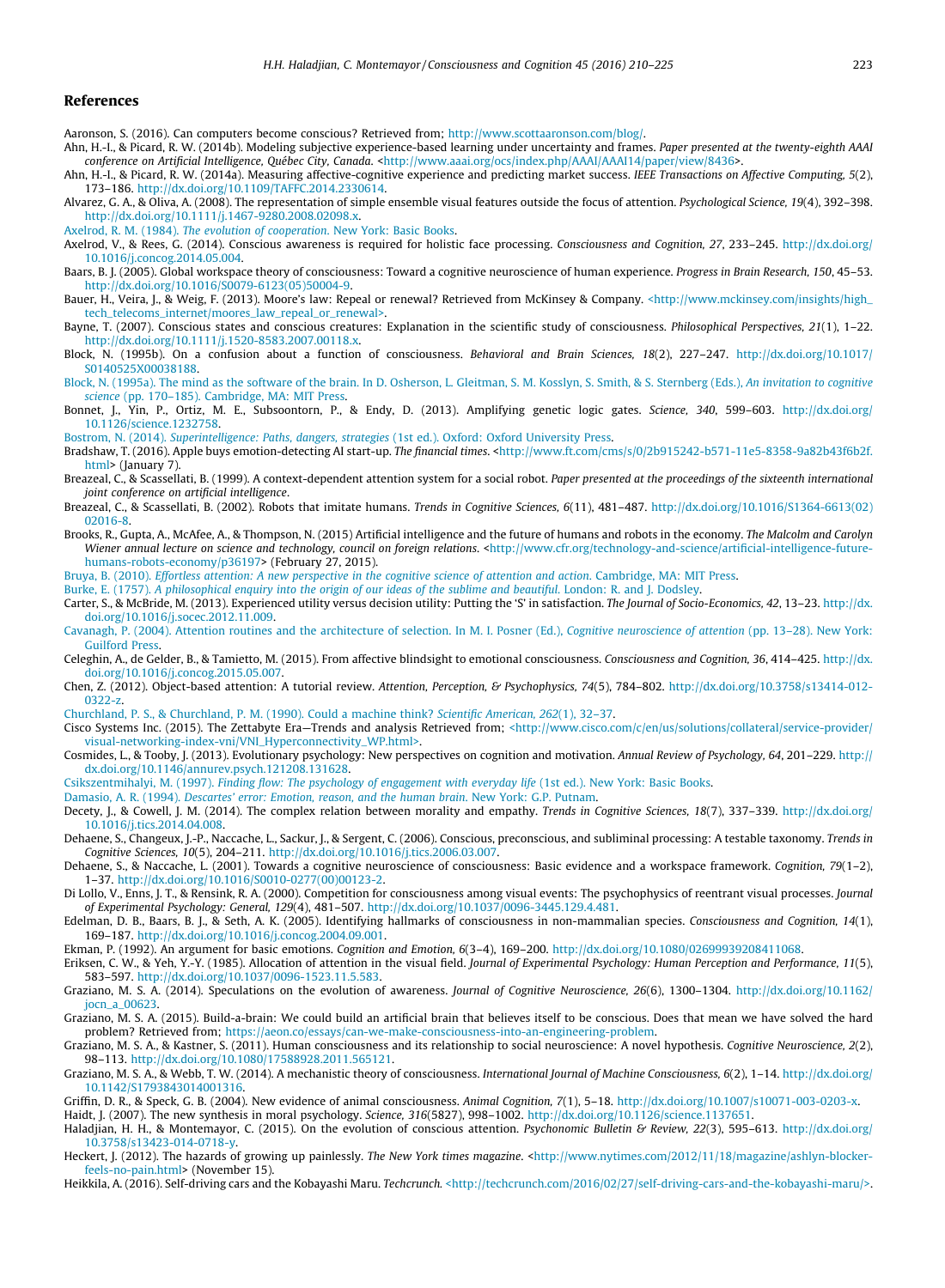## References

Aaronson, S. (2016). Can computers become conscious? Retrieved from; http://www.scottaaronson.com/blog/.

Ahn, H.-I., & Picard, R. W. (2014b). Modeling subjective experience-based learning under uncertainty and frames. *Paper presented at the twenty-eighth AAAI conference on Artificial Intelligence, Québec City, Canada*. <http://www.aaai.org/ocs/index.php/AAAI/AAAI14/paper/view/8436>.

Ahn, H.-I., & Picard, R. W. (2014a). Measuring affective-cognitive experience and predicting market success. *IEEE Transactions on Affective Computing, 5*(2), 173–186. http://dx.doi.org/10.1109/TAFFC.2014.2330614.

Alvarez, G. A., & Oliva, A. (2008). The representation of simple ensemble visual features outside the focus of attention. *Psychological Science, 19*(4), 392–398. http://dx.doi.org/10.1111/j.1467-9280.2008.02098.x.

Axelrod, R. M. (1984). *The evolution of cooperation*. New York: Basic Books.

Axelrod, V., & Rees, G. (2014). Conscious awareness is required for holistic face processing. *Consciousness and Cognition, 27*, 233–245. http://dx.doi.org/10.1016/j.concog.2014.05.004.

Baars, B. J. (2005). Global workspace theory of consciousness: Toward a cognitive neuroscience of human experience. *Progress in Brain Research, 150*, 45–53. http://dx.doi.org/10.1016/S0079-6123(05)50004-9.

Bauer, H., Veira, J., & Weig, F. (2013). Moore's law: Repeal or renewal? Retrieved from McKinsey & Company. <http://www.mckinsey.com/insights/high_tech_telecoms_internet/moores_law_repeal_or_renewal>.

Bayne, T. (2007). Conscious states and conscious creatures: Explanation in the scientific study of consciousness. *Philosophical Perspectives, 21*(1), 1–22. http://dx.doi.org/10.1111/j.1520-8583.2007.00118.x.

Block, N. (1995b). On a confusion about a function of consciousness. *Behavioral and Brain Sciences, 18*(2), 227–247. http://dx.doi.org/10.1017/S0140525X00038188.

Block, N. (1995a). The mind as the software of the brain. In D. Osherson, L. Gleitman, S. M. Kosslyn, S. Smith, & S. Sternberg (Eds.), *An invitation to cognitive science* (pp. 170–185). Cambridge, MA: MIT Press.

Bonnet, J., Yin, P., Ortiz, M. E., Subsoontorn, P., & Endy, D. (2013). Amplifying genetic logic gates. *Science, 340*, 599–603. http://dx.doi.org/10.1126/science.1232758.

Bostrom, N. (2014). *Superintelligence: Paths, dangers, strategies* (1st ed.). Oxford: Oxford University Press.

Bradshaw, T. (2016). Apple buys emotion-detecting AI start-up. *The financial times*. <http://www.ft.com/cms/s/0/2b915242-b571-11e5-8358-9a82b43f6b2f.html> (January 7).

Breazeal, C., & Scassellati, B. (1999). A context-dependent attention system for a social robot. *Paper presented at the proceedings of the sixteenth international joint conference on artificial intelligence*.

Breazeal, C., & Scassellati, B. (2002). Robots that imitate humans. *Trends in Cognitive Sciences, 6*(11), 481–487. http://dx.doi.org/10.1016/S1364-6613(02)02016-8.

Brooks, R., Gupta, A., McAfee, A., & Thompson, N. (2015) Artificial intelligence and the future of humans and robots in the economy. *The Malcolm and Carolyn Wiener annual lecture on science and technology, council on foreign relations*. <http://www.cfr.org/technology-and-science/artificial-intelligence-future-humans-robots-economy/p36197> (February 27, 2015).

Bruya, B. (2010). *Effortless attention: A new perspective in the cognitive science of attention and action*. Cambridge, MA: MIT Press.

Burke, E. (1757). *A philosophical enquiry into the origin of our ideas of the sublime and beautiful*. London: R. and J. Dodsley.

Carter, S., & McBride, M. (2013). Experienced utility versus decision utility: Putting the 'S' in satisfaction. *The Journal of Socio-Economics, 42*, 13–23. http://dx.doi.org/10.1016/j.socec.2012.11.009.

Cavanagh, P. (2004). Attention routines and the architecture of selection. In M. I. Posner (Ed.), *Cognitive neuroscience of attention* (pp. 13–28). New York: Guilford Press.

Celeghin, A., de Gelder, B., & Tamietto, M. (2015). From affective blindsight to emotional consciousness. *Consciousness and Cognition, 36*, 414–425. http://dx.doi.org/10.1016/j.concog.2015.05.007.

Chen, Z. (2012). Object-based attention: A tutorial review. *Attention, Perception, & Psychophysics, 74*(5), 784–802. http://dx.doi.org/10.3758/s13414-012-0322-z.

Churchland, P. S., & Churchland, P. M. (1990). Could a machine think? *Scientific American, 262*(1), 32–37.

Cisco Systems Inc. (2015). The Zettabyte Era—Trends and analysis Retrieved from; <http://www.cisco.com/c/en/us/solutions/collateral/service-provider/visual-networking-index-vni/VNI_Hyperconnectivity_WP.html>.

Cosmides, L., & Tooby, J. (2013). Evolutionary psychology: New perspectives on cognition and motivation. *Annual Review of Psychology, 64*, 201–229. http://dx.doi.org/10.1146/annurev.psych.121208.131628.

Csikszentmihalyi, M. (1997). *Finding flow: The psychology of engagement with everyday life* (1st ed.). New York: Basic Books.

Damasio, A. R. (1994). *Descartes' error: Emotion, reason, and the human brain*. New York: G.P. Putnam.

Decety, J., & Cowell, J. M. (2014). The complex relation between morality and empathy. *Trends in Cognitive Sciences, 18*(7), 337–339. http://dx.doi.org/10.1016/j.tics.2014.04.008.

Dehaene, S., Changeux, J.-P., Naccache, L., Sackur, J., & Sergent, C. (2006). Conscious, preconscious, and subliminal processing: A testable taxonomy. *Trends in Cognitive Sciences, 10*(5), 204–211. http://dx.doi.org/10.1016/j.tics.2006.03.007.

Dehaene, S., & Naccache, L. (2001). Towards a cognitive neuroscience of consciousness: Basic evidence and a workspace framework. *Cognition, 79*(1–2), 1–37. http://dx.doi.org/10.1016/S0010-0277(00)00123-2.

Di Lollo, V., Enns, J. T., & Rensink, R. A. (2000). Competition for consciousness among visual events: The psychophysics of reentrant visual processes. *Journal of Experimental Psychology: General, 129*(4), 481–507. http://dx.doi.org/10.1037/0096-3445.129.4.481.

Edelman, D. B., Baars, B. J., & Seth, A. K. (2005). Identifying hallmarks of consciousness in non-mammalian species. *Consciousness and Cognition, 14*(1), 169–187. http://dx.doi.org/10.1016/j.concog.2004.09.001.

Ekman, P. (1992). An argument for basic emotions. *Cognition and Emotion, 6*(3–4), 169–200. http://dx.doi.org/10.1080/02699939208411068.

Eriksen, C. W., & Yeh, Y.-Y. (1985). Allocation of attention in the visual field. *Journal of Experimental Psychology: Human Perception and Performance, 11*(5), 583–597. http://dx.doi.org/10.1037/0096-1523.11.5.583.

Graziano, M. S. A. (2014). Speculations on the evolution of awareness. *Journal of Cognitive Neuroscience, 26*(6), 1300–1304. http://dx.doi.org/10.1162/jocn_a_00623.

Graziano, M. S. A. (2015). Build-a-brain: We could build an artificial brain that believes itself to be conscious. Does that mean we have solved the hard problem? Retrieved from; https://aeon.co/essays/can-we-make-consciousness-into-an-engineering-problem.

Graziano, M. S. A., & Kastner, S. (2011). Human consciousness and its relationship to social neuroscience: A novel hypothesis. *Cognitive Neuroscience, 2*(2), 98–113. http://dx.doi.org/10.1080/17588928.2011.565121.

Graziano, M. S. A., & Webb, T. W. (2014). A mechanistic theory of consciousness. *International Journal of Machine Consciousness, 6*(2), 1–14. http://dx.doi.org/10.1142/S1793843014001316.

Griffin, D. R., & Speck, G. B. (2004). New evidence of animal consciousness. *Animal Cognition, 7*(1), 5–18. http://dx.doi.org/10.1007/s10071-003-0203-x.

Haidt, J. (2007). The new synthesis in moral psychology. *Science, 316*(5827), 998–1002. http://dx.doi.org/10.1126/science.1137651.

Haladjian, H. H., & Montemayor, C. (2015). On the evolution of conscious attention. *Psychonomic Bulletin & Review, 22*(3), 595–613. http://dx.doi.org/10.3758/s13423-014-0718-y.

Heckert, J. (2012). The hazards of growing up painlessly. *The New York times magazine*. <http://www.nytimes.com/2012/11/18/magazine/ashlyn-blocker-feels-no-pain.html> (November 15).

Heikkila, A. (2016). Self-driving cars and the Kobayashi Maru. *Techcrunch*. <http://techcrunch.com/2016/02/27/self-driving-cars-and-the-kobayashi-maru/>.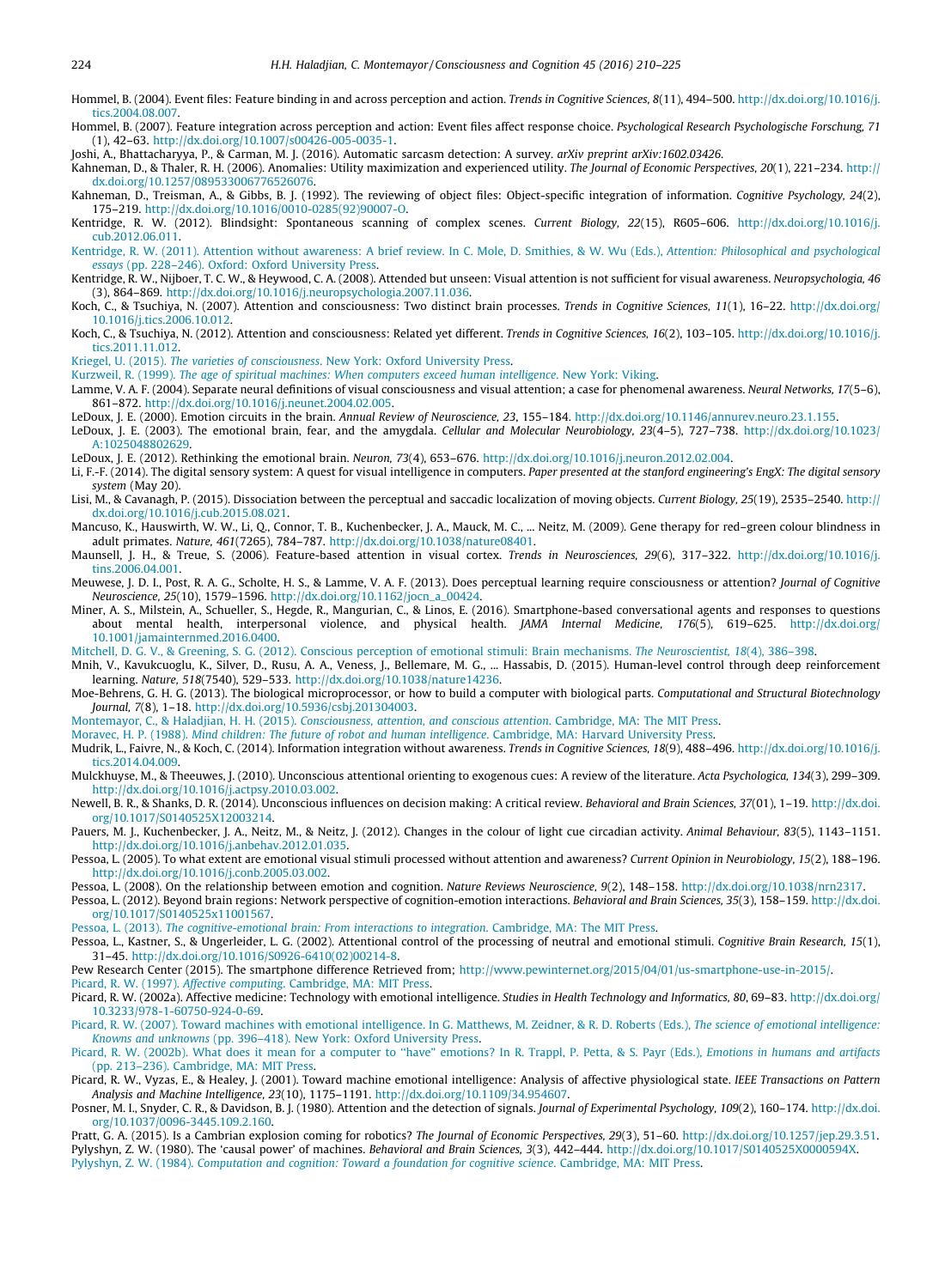Hommel, B. (2004). Event files: Feature binding in and across perception and action. *Trends in Cognitive Sciences, 8*(11), 494–500. http://dx.doi.org/10.1016/j.tics.2004.08.007.

Hommel, B. (2007). Feature integration across perception and action: Event files affect response choice. *Psychological Research Psychologische Forschung, 71*(1), 42–63. http://dx.doi.org/10.1007/s00426-005-0035-1.

Joshi, A., Bhattacharyya, P., & Carman, M. J. (2016). Automatic sarcasm detection: A survey. *arXiv preprint arXiv:1602.03426*.

Kahneman, D., & Thaler, R. H. (2006). Anomalies: Utility maximization and experienced utility. *The Journal of Economic Perspectives, 20*(1), 221–234. http://dx.doi.org/10.1257/089533006776526076.

Kahneman, D., Treisman, A., & Gibbs, B. J. (1992). The reviewing of object files: Object-specific integration of information. *Cognitive Psychology, 24*(2), 175–219. http://dx.doi.org/10.1016/0010-0285(92)90007-O.

Kentridge, R. W. (2012). Blindsight: Spontaneous scanning of complex scenes. *Current Biology, 22*(15), R605–606. http://dx.doi.org/10.1016/j.cub.2012.06.011.

Kentridge, R. W. (2011). Attention without awareness: A brief review. In C. Mole, D. Smithies, & W. Wu (Eds.), *Attention: Philosophical and psychological essays* (pp. 228–246). Oxford: Oxford University Press.

Kentridge, R. W., Nijboer, T. C. W., & Heywood, C. A. (2008). Attended but unseen: Visual attention is not sufficient for visual awareness. *Neuropsychologia, 46*(3), 864–869. http://dx.doi.org/10.1016/j.neuropsychologia.2007.11.036.

Koch, C., & Tsuchiya, N. (2007). Attention and consciousness: Two distinct brain processes. *Trends in Cognitive Sciences, 11*(1), 16–22. http://dx.doi.org/10.1016/j.tics.2006.10.012.

Koch, C., & Tsuchiya, N. (2012). Attention and consciousness: Related yet different. *Trends in Cognitive Sciences, 16*(2), 103–105. http://dx.doi.org/10.1016/j.tics.2011.11.012.

Kriegel, U. (2015). *The varieties of consciousness*. New York: Oxford University Press.

Kurzweil, R. (1999). *The age of spiritual machines: When computers exceed human intelligence*. New York: Viking.

Lamme, V. A. F. (2004). Separate neural definitions of visual consciousness and visual attention; a case for phenomenal awareness. *Neural Networks, 17*(5–6), 861–872. http://dx.doi.org/10.1016/j.neunet.2004.02.005.

LeDoux, J. E. (2000). Emotion circuits in the brain. *Annual Review of Neuroscience, 23*, 155–184. http://dx.doi.org/10.1146/annurev.neuro.23.1.155.

LeDoux, J. E. (2003). The emotional brain, fear, and the amygdala. *Cellular and Molecular Neurobiology, 23*(4–5), 727–738. http://dx.doi.org/10.1023/A:1025048802629.

LeDoux, J. E. (2012). Rethinking the emotional brain. *Neuron, 73*(4), 653–676. http://dx.doi.org/10.1016/j.neuron.2012.02.004.

Li, F.-F. (2014). The digital sensory system: A quest for visual intelligence in computers. *Paper presented at the stanford engineering's EngX: The digital sensory system* (May 20).

Lisi, M., & Cavanagh, P. (2015). Dissociation between the perceptual and saccadic localization of moving objects. *Current Biology, 25*(19), 2535–2540. http://dx.doi.org/10.1016/j.cub.2015.08.021.

Mancuso, K., Hauswirth, W. W., Li, Q., Connor, T. B., Kuchenbecker, J. A., Mauck, M. C., ... Neitz, M. (2009). Gene therapy for red–green colour blindness in adult primates. *Nature, 461*(7265), 784–787. http://dx.doi.org/10.1038/nature08401.

Maunsell, J. H., & Treue, S. (2006). Feature-based attention in visual cortex. *Trends in Neurosciences, 29*(6), 317–322. http://dx.doi.org/10.1016/j.tins.2006.04.001.

Meuwese, J. D. I., Post, R. A. G., Scholte, H. S., & Lamme, V. A. F. (2013). Does perceptual learning require consciousness or attention? *Journal of Cognitive Neuroscience, 25*(10), 1579–1596. http://dx.doi.org/10.1162/jocn_a_00424.

Miner, A. S., Milstein, A., Schueller, S., Hegde, R., Mangurian, C., & Linos, E. (2016). Smartphone-based conversational agents and responses to questions about mental health, interpersonal violence, and physical health. *JAMA Internal Medicine, 176*(5), 619–625. http://dx.doi.org/10.1001/jamainternmed.2016.0400.

Mitchell, D. G. V., & Greening, S. G. (2012). Conscious perception of emotional stimuli: Brain mechanisms. *The Neuroscientist, 18*(4), 386–398.

Mnih, V., Kavukcuoglu, K., Silver, D., Rusu, A. A., Veness, J., Bellemare, M. G., ... Hassabis, D. (2015). Human-level control through deep reinforcement learning. *Nature, 518*(7540), 529–533. http://dx.doi.org/10.1038/nature14236.

Moe-Behrens, G. H. G. (2013). The biological microprocessor, or how to build a computer with biological parts. *Computational and Structural Biotechnology Journal, 7*(8), 1–18. http://dx.doi.org/10.5936/csbj.201304003.

Montemayor, C., & Haladjian, H. H. (2015). *Consciousness, attention, and conscious attention*. Cambridge, MA: The MIT Press.

Moravec, H. P. (1988). *Mind children: The future of robot and human intelligence*. Cambridge, MA: Harvard University Press.

Mudrik, L., Faivre, N., & Koch, C. (2014). Information integration without awareness. *Trends in Cognitive Sciences, 18*(9), 488–496. http://dx.doi.org/10.1016/j.tics.2014.04.009.

Mulckhuyse, M., & Theeuwes, J. (2010). Unconscious attentional orienting to exogenous cues: A review of the literature. *Acta Psychologica, 134*(3), 299–309. http://dx.doi.org/10.1016/j.actpsy.2010.03.002.

Newell, B. R., & Shanks, D. R. (2014). Unconscious influences on decision making: A critical review. *Behavioral and Brain Sciences, 37*(01), 1–19. http://dx.doi.org/10.1017/S0140525X12003214.

Pauers, M. J., Kuchenbecker, J. A., Neitz, M., & Neitz, J. (2012). Changes in the colour of light cue circadian activity. *Animal Behaviour, 83*(5), 1143–1151. http://dx.doi.org/10.1016/j.anbehav.2012.01.035.

Pessoa, L. (2005). To what extent are emotional visual stimuli processed without attention and awareness? *Current Opinion in Neurobiology, 15*(2), 188–196. http://dx.doi.org/10.1016/j.conb.2005.03.002.

Pessoa, L. (2008). On the relationship between emotion and cognition. *Nature Reviews Neuroscience, 9*(2), 148–158. http://dx.doi.org/10.1038/nrn2317.

Pessoa, L. (2012). Beyond brain regions: Network perspective of cognition-emotion interactions. *Behavioral and Brain Sciences, 35*(3), 158–159. http://dx.doi.org/10.1017/S0140525x11001567.

Pessoa, L. (2013). *The cognitive-emotional brain: From interactions to integration*. Cambridge, MA: The MIT Press.

Pessoa, L., Kastner, S., & Ungerleider, L. G. (2002). Attentional control of the processing of neutral and emotional stimuli. *Cognitive Brain Research, 15*(1), 31–45. http://dx.doi.org/10.1016/S0926-6410(02)00214-8.

Pew Research Center (2015). The smartphone difference Retrieved from; http://www.pewinternet.org/2015/04/01/us-smartphone-use-in-2015/.

Picard, R. W. (1997). *Affective computing*. Cambridge, MA: MIT Press.

Picard, R. W. (2002a). Affective medicine: Technology with emotional intelligence. *Studies in Health Technology and Informatics, 80*, 69–83. http://dx.doi.org/10.3233/978-1-60750-924-0-69.

Picard, R. W. (2007). Toward machines with emotional intelligence. In G. Matthews, M. Zeidner, & R. D. Roberts (Eds.), *The science of emotional intelligence: Knowns and unknowns* (pp. 396–418). New York: Oxford University Press.

Picard, R. W. (2002b). What does it mean for a computer to "have" emotions? In R. Trappl, P. Petta, & S. Payr (Eds.), *Emotions in humans and artifacts* (pp. 213–236). Cambridge, MA: MIT Press.

Picard, R. W., Vyzas, E., & Healey, J. (2001). Toward machine emotional intelligence: Analysis of affective physiological state. *IEEE Transactions on Pattern Analysis and Machine Intelligence, 23*(10), 1175–1191. http://dx.doi.org/10.1109/34.954607.

Posner, M. I., Snyder, C. R., & Davidson, B. J. (1980). Attention and the detection of signals. *Journal of Experimental Psychology, 109*(2), 160–174. http://dx.doi.org/10.1037/0096-3445.109.2.160.

Pratt, G. A. (2015). Is a Cambrian explosion coming for robotics? *The Journal of Economic Perspectives, 29*(3), 51–60. http://dx.doi.org/10.1257/jep.29.3.51.

Pylyshyn, Z. W. (1980). The 'causal power' of machines. *Behavioral and Brain Sciences, 3*(3), 442–444. http://dx.doi.org/10.1017/S0140525X0000594X.

Pylyshyn, Z. W. (1984). *Computation and cognition: Toward a foundation for cognitive science*. Cambridge, MA: MIT Press.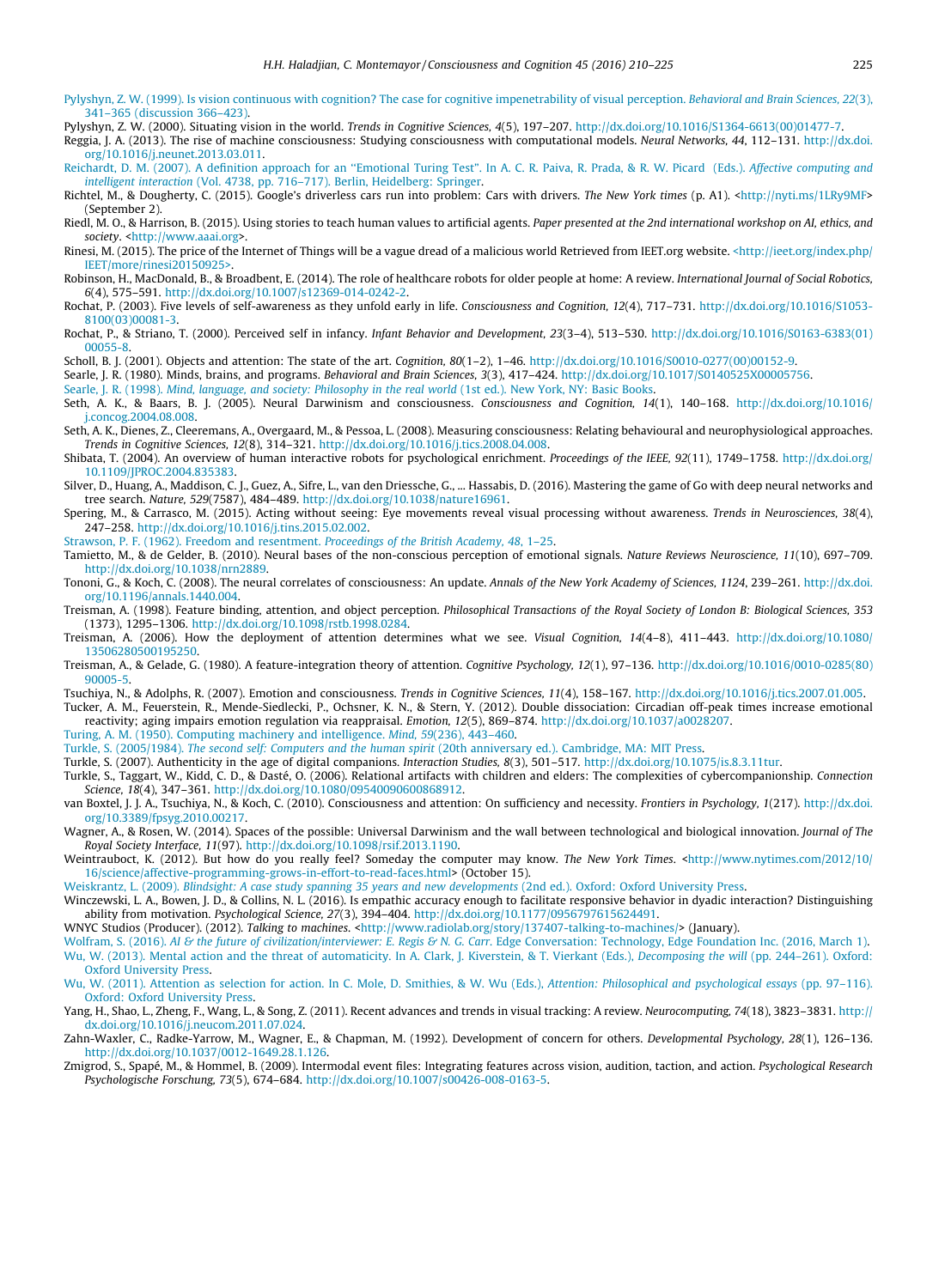Pylyshyn, Z. W. (1999). Is vision continuous with cognition? The case for cognitive impenetrability of visual perception. *Behavioral and Brain Sciences, 22*(3), 341–365 (discussion 366–423).

Pylyshyn, Z. W. (2000). Situating vision in the world. *Trends in Cognitive Sciences, 4*(5), 197–207. http://dx.doi.org/10.1016/S1364-6613(00)01477-7.

Reggia, J. A. (2013). The rise of machine consciousness: Studying consciousness with computational models. *Neural Networks, 44*, 112–131. http://dx.doi.org/10.1016/j.neunet.2013.03.011.

Reichardt, D. M. (2007). A definition approach for an "Emotional Turing Test". In A. C. R. Paiva, R. Prada, & R. W. Picard (Eds.). *Affective computing and intelligent interaction* (Vol. 4738, pp. 716–717). Berlin, Heidelberg: Springer.

Richtel, M., & Dougherty, C. (2015). Google's driverless cars run into problem: Cars with drivers. *The New York times* (p. A1). <http://nyti.ms/1LRy9MF> (September 2).

Riedl, M. O., & Harrison, B. (2015). Using stories to teach human values to artificial agents. *Paper presented at the 2nd international workshop on AI, ethics, and society*. <http://www.aaai.org>.

Rinesi, M. (2015). The price of the Internet of Things will be a vague dread of a malicious world Retrieved from IEET.org website. <http://ieet.org/index.php/IEET/more/rinesi20150925>.

Robinson, H., MacDonald, B., & Broadbent, E. (2014). The role of healthcare robots for older people at home: A review. *International Journal of Social Robotics, 6*(4), 575–591. http://dx.doi.org/10.1007/s12369-014-0242-2.

Rochat, P. (2003). Five levels of self-awareness as they unfold early in life. *Consciousness and Cognition, 12*(4), 717–731. http://dx.doi.org/10.1016/S1053-8100(03)00081-3.

Rochat, P., & Striano, T. (2000). Perceived self in infancy. *Infant Behavior and Development, 23*(3–4), 513–530. http://dx.doi.org/10.1016/S0163-6383(01)00055-8.

Scholl, B. J. (2001). Objects and attention: The state of the art. *Cognition, 80*(1–2), 1–46. http://dx.doi.org/10.1016/S0010-0277(00)00152-9.

Searle, J. R. (1980). Minds, brains, and programs. *Behavioral and Brain Sciences, 3*(3), 417–424. http://dx.doi.org/10.1017/S0140525X00005756.

Searle, J. R. (1998). *Mind, language, and society: Philosophy in the real world* (1st ed.). New York, NY: Basic Books.

Seth, A. K., & Baars, B. J. (2005). Neural Darwinism and consciousness. *Consciousness and Cognition, 14*(1), 140–168. http://dx.doi.org/10.1016/j.concog.2004.08.008.

Seth, A. K., Dienes, Z., Cleeremans, A., Overgaard, M., & Pessoa, L. (2008). Measuring consciousness: Relating behavioural and neurophysiological approaches. *Trends in Cognitive Sciences, 12*(8), 314–321. http://dx.doi.org/10.1016/j.tics.2008.04.008.

Shibata, T. (2004). An overview of human interactive robots for psychological enrichment. *Proceedings of the IEEE, 92*(11), 1749–1758. http://dx.doi.org/10.1109/JPROC.2004.835383.

Silver, D., Huang, A., Maddison, C. J., Guez, A., Sifre, L., van den Driessche, G., ... Hassabis, D. (2016). Mastering the game of Go with deep neural networks and tree search. *Nature, 529*(7587), 484–489. http://dx.doi.org/10.1038/nature16961.

Spering, M., & Carrasco, M. (2015). Acting without seeing: Eye movements reveal visual processing without awareness. *Trends in Neurosciences, 38*(4), 247–258. http://dx.doi.org/10.1016/j.tins.2015.02.002.

Strawson, P. F. (1962). Freedom and resentment. *Proceedings of the British Academy, 48*, 1–25.

Tamietto, M., & de Gelder, B. (2010). Neural bases of the non-conscious perception of emotional signals. *Nature Reviews Neuroscience, 11*(10), 697–709. http://dx.doi.org/10.1038/nrn2889.

Tononi, G., & Koch, C. (2008). The neural correlates of consciousness: An update. *Annals of the New York Academy of Sciences, 1124*, 239–261. http://dx.doi.org/10.1196/annals.1440.004.

Treisman, A. (1998). Feature binding, attention, and object perception. *Philosophical Transactions of the Royal Society of London B: Biological Sciences, 353*(1373), 1295–1306. http://dx.doi.org/10.1098/rstb.1998.0284.

Treisman, A. (2006). How the deployment of attention determines what we see. *Visual Cognition, 14*(4–8), 411–443. http://dx.doi.org/10.1080/13506280500195250.

Treisman, A., & Gelade, G. (1980). A feature-integration theory of attention. *Cognitive Psychology, 12*(1), 97–136. http://dx.doi.org/10.1016/0010-0285(80)90005-5.

Tsuchiya, N., & Adolphs, R. (2007). Emotion and consciousness. *Trends in Cognitive Sciences, 11*(4), 158–167. http://dx.doi.org/10.1016/j.tics.2007.01.005.

Tucker, A. M., Feuerstein, R., Mende-Siedlecki, P., Ochsner, K. N., & Stern, Y. (2012). Double dissociation: Circadian off-peak times increase emotional reactivity; aging impairs emotion regulation via reappraisal. *Emotion, 12*(5), 869–874. http://dx.doi.org/10.1037/a0028207.

Turing, A. M. (1950). Computing machinery and intelligence. *Mind, 59*(236), 443–460.

Turkle, S. (2005/1984). *The second self: Computers and the human spirit* (20th anniversary ed.). Cambridge, MA: MIT Press.

Turkle, S. (2007). Authenticity in the age of digital companions. *Interaction Studies, 8*(3), 501–517. http://dx.doi.org/10.1075/is.8.3.11tur.

Turkle, S., Taggart, W., Kidd, C. D., & Dasté, O. (2006). Relational artifacts with children and elders: The complexities of cybercompanionship. *Connection Science, 18*(4), 347–361. http://dx.doi.org/10.1080/09540090600868912.

van Boxtel, J. J. A., Tsuchiya, N., & Koch, C. (2010). Consciousness and attention: On sufficiency and necessity. *Frontiers in Psychology, 1*(217). http://dx.doi.org/10.3389/fpsyg.2010.00217.

Wagner, A., & Rosen, W. (2014). Spaces of the possible: Universal Darwinism and the wall between technological and biological innovation. *Journal of The Royal Society Interface, 11*(97). http://dx.doi.org/10.1098/rsif.2013.1190.

Weintrauboct, K. (2012). But how do you really feel? Someday the computer may know. *The New York Times*. <http://www.nytimes.com/2012/10/16/science/affective-programming-grows-in-effort-to-read-faces.html> (October 15).

Weiskrantz, L. (2009). *Blindsight: A case study spanning 35 years and new developments* (2nd ed.). Oxford: Oxford University Press.

Winczewski, L. A., Bowen, J. D., & Collins, N. L. (2016). Is empathic accuracy enough to facilitate responsive behavior in dyadic interaction? Distinguishing ability from motivation. *Psychological Science, 27*(3), 394–404. http://dx.doi.org/10.1177/0956797615624491.

WNYC Studios (Producer). (2012). *Talking to machines*. <http://www.radiolab.org/story/137407-talking-to-machines/> (January).

Wolfram, S. (2016). *AI & the future of civilization/interviewer: E. Regis & N. G. Carr*. Edge Conversation: Technology, Edge Foundation Inc. (2016, March 1).

Wu, W. (2013). Mental action and the threat of automaticity. In A. Clark, J. Kiverstein, & T. Vierkant (Eds.), *Decomposing the will* (pp. 244–261). Oxford: Oxford University Press.

Wu, W. (2011). Attention as selection for action. In C. Mole, D. Smithies, & W. Wu (Eds.), *Attention: Philosophical and psychological essays* (pp. 97–116). Oxford: Oxford University Press.

Yang, H., Shao, L., Zheng, F., Wang, L., & Song, Z. (2011). Recent advances and trends in visual tracking: A review. *Neurocomputing, 74*(18), 3823–3831. http://dx.doi.org/10.1016/j.neucom.2011.07.024.

Zahn-Waxler, C., Radke-Yarrow, M., Wagner, E., & Chapman, M. (1992). Development of concern for others. *Developmental Psychology, 28*(1), 126–136. http://dx.doi.org/10.1037/0012-1649.28.1.126.

Zmigrod, S., Spapé, M., & Hommel, B. (2009). Intermodal event files: Integrating features across vision, audition, taction, and action. *Psychological Research Psychologische Forschung, 73*(5), 674–684. http://dx.doi.org/10.1007/s00426-008-0163-5.